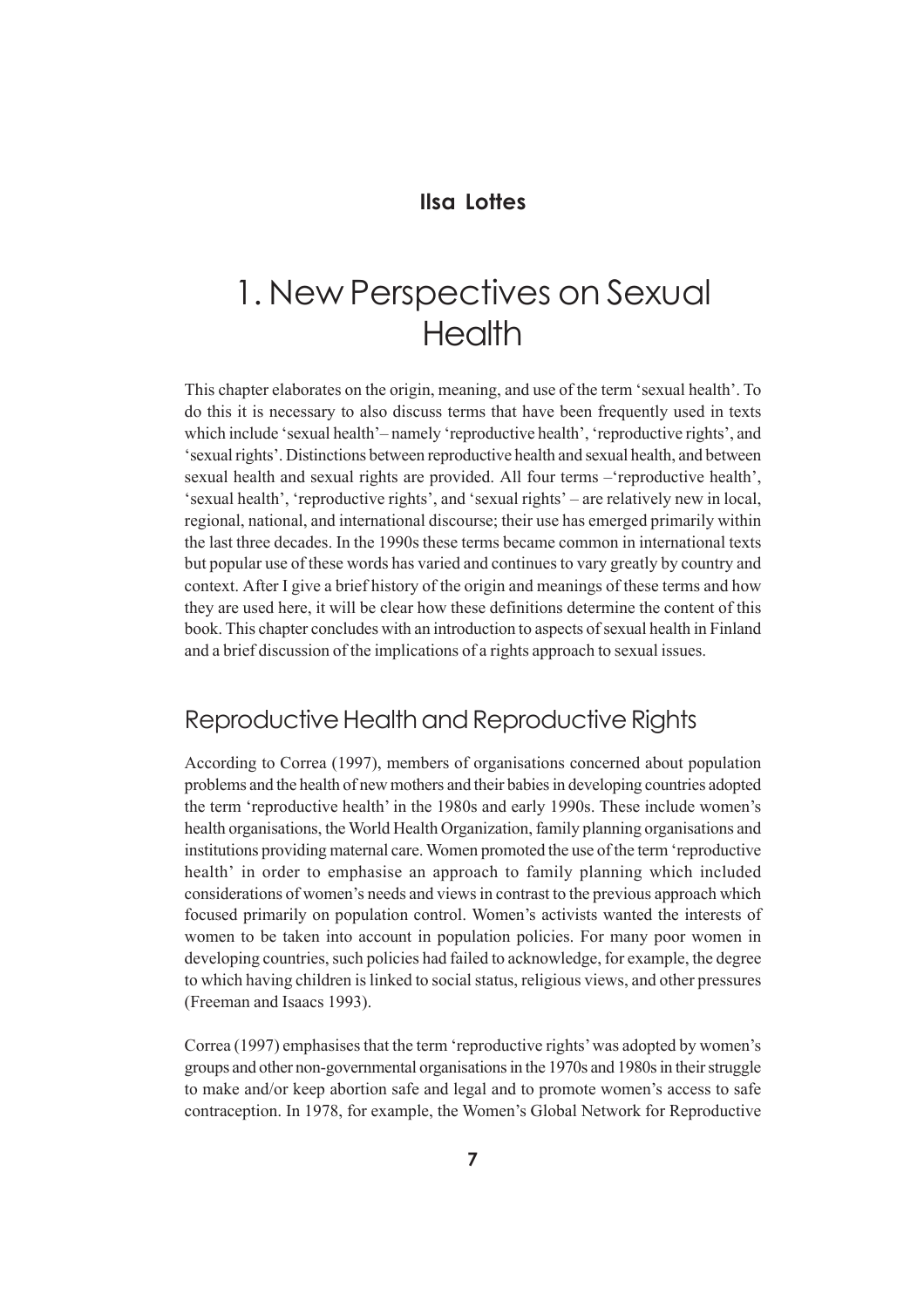**Ilsa Lottes**

# 1. New Perspectives on Sexual Health

This chapter elaborates on the origin, meaning, and use of the term 'sexual health'. To do this it is necessary to also discuss terms that have been frequently used in texts which include 'sexual health'– namely 'reproductive health', 'reproductive rights', and 'sexual rights'. Distinctions between reproductive health and sexual health, and between sexual health and sexual rights are provided. All four terms –'reproductive health', 'sexual health', 'reproductive rights', and 'sexual rights' – are relatively new in local, regional, national, and international discourse; their use has emerged primarily within the last three decades. In the 1990s these terms became common in international texts but popular use of these words has varied and continues to vary greatly by country and context. After I give a brief history of the origin and meanings of these terms and how they are used here, it will be clear how these definitions determine the content of this book. This chapter concludes with an introduction to aspects of sexual health in Finland and a brief discussion of the implications of a rights approach to sexual issues.

## Reproductive Health and Reproductive Rights

According to Correa (1997), members of organisations concerned about population problems and the health of new mothers and their babies in developing countries adopted the term 'reproductive health' in the 1980s and early 1990s. These include women's health organisations, the World Health Organization, family planning organisations and institutions providing maternal care. Women promoted the use of the term 'reproductive health' in order to emphasise an approach to family planning which included considerations of women's needs and views in contrast to the previous approach which focused primarily on population control. Women's activists wanted the interests of women to be taken into account in population policies. For many poor women in developing countries, such policies had failed to acknowledge, for example, the degree to which having children is linked to social status, religious views, and other pressures (Freeman and Isaacs 1993).

Correa (1997) emphasises that the term 'reproductive rights' was adopted by women's groups and other non-governmental organisations in the 1970s and 1980s in their struggle to make and/or keep abortion safe and legal and to promote women's access to safe contraception. In 1978, for example, the Women's Global Network for Reproductive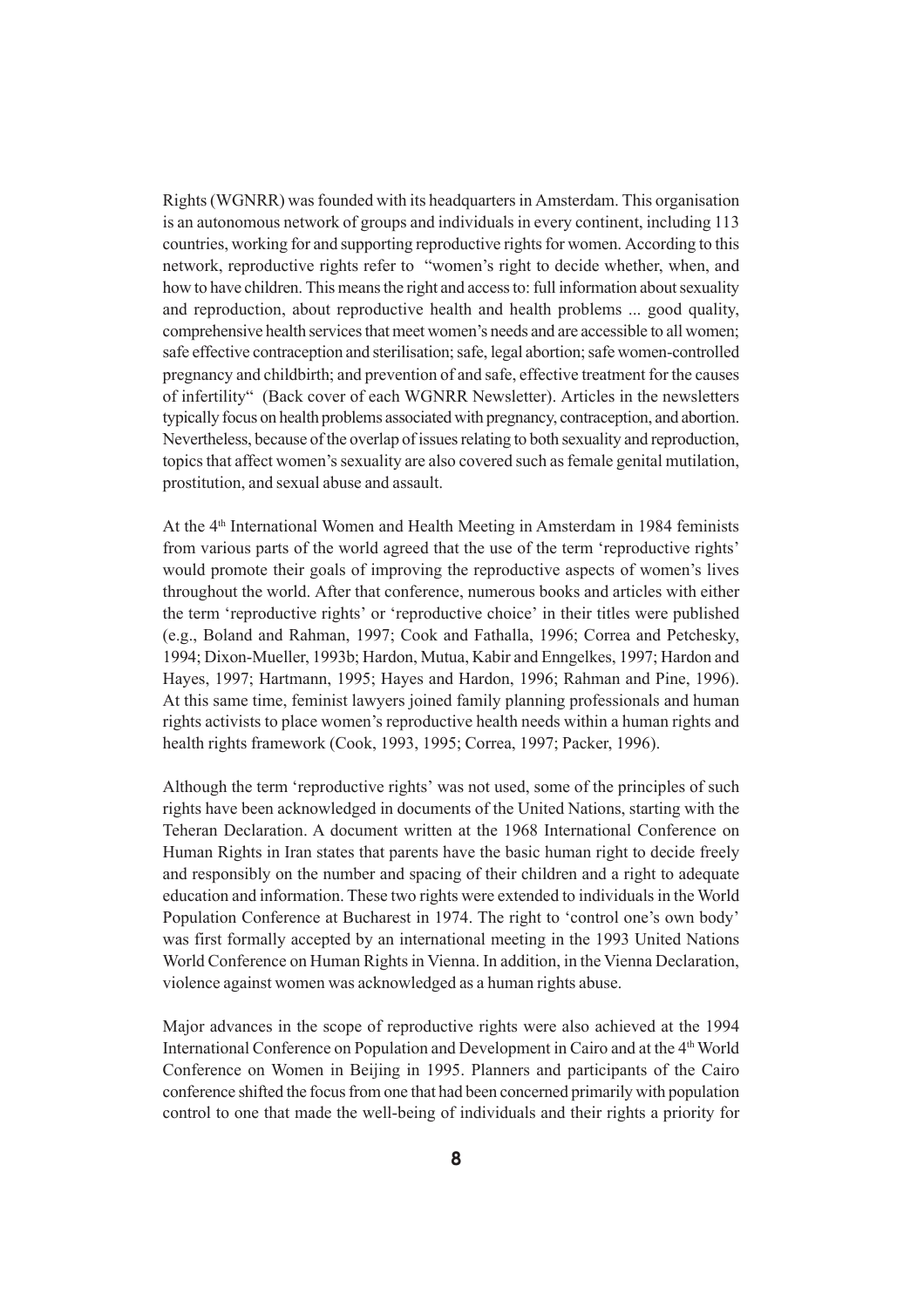Rights (WGNRR) was founded with its headquarters in Amsterdam. This organisation is an autonomous network of groups and individuals in every continent, including 113 countries, working for and supporting reproductive rights for women. According to this network, reproductive rights refer to "women's right to decide whether, when, and how to have children. This means the right and access to: full information about sexuality and reproduction, about reproductive health and health problems ... good quality, comprehensive health services that meet women's needs and are accessible to all women; safe effective contraception and sterilisation; safe, legal abortion; safe women-controlled pregnancy and childbirth; and prevention of and safe, effective treatment for the causes of infertility" (Back cover of each WGNRR Newsletter). Articles in the newsletters typically focus on health problems associated with pregnancy, contraception, and abortion. Nevertheless, because of the overlap of issues relating to both sexuality and reproduction, topics that affect women's sexuality are also covered such as female genital mutilation, prostitution, and sexual abuse and assault.

At the 4th International Women and Health Meeting in Amsterdam in 1984 feminists from various parts of the world agreed that the use of the term 'reproductive rights' would promote their goals of improving the reproductive aspects of women's lives throughout the world. After that conference, numerous books and articles with either the term 'reproductive rights' or 'reproductive choice' in their titles were published (e.g., Boland and Rahman, 1997; Cook and Fathalla, 1996; Correa and Petchesky, 1994; Dixon-Mueller, 1993b; Hardon, Mutua, Kabir and Enngelkes, 1997; Hardon and Hayes, 1997; Hartmann, 1995; Hayes and Hardon, 1996; Rahman and Pine, 1996). At this same time, feminist lawyers joined family planning professionals and human rights activists to place women's reproductive health needs within a human rights and health rights framework (Cook, 1993, 1995; Correa, 1997; Packer, 1996).

Although the term 'reproductive rights' was not used, some of the principles of such rights have been acknowledged in documents of the United Nations, starting with the Teheran Declaration. A document written at the 1968 International Conference on Human Rights in Iran states that parents have the basic human right to decide freely and responsibly on the number and spacing of their children and a right to adequate education and information. These two rights were extended to individuals in the World Population Conference at Bucharest in 1974. The right to 'control one's own body' was first formally accepted by an international meeting in the 1993 United Nations World Conference on Human Rights in Vienna. In addition, in the Vienna Declaration, violence against women was acknowledged as a human rights abuse.

Major advances in the scope of reproductive rights were also achieved at the 1994 International Conference on Population and Development in Cairo and at the 4th World Conference on Women in Beijing in 1995. Planners and participants of the Cairo conference shifted the focus from one that had been concerned primarily with population control to one that made the well-being of individuals and their rights a priority for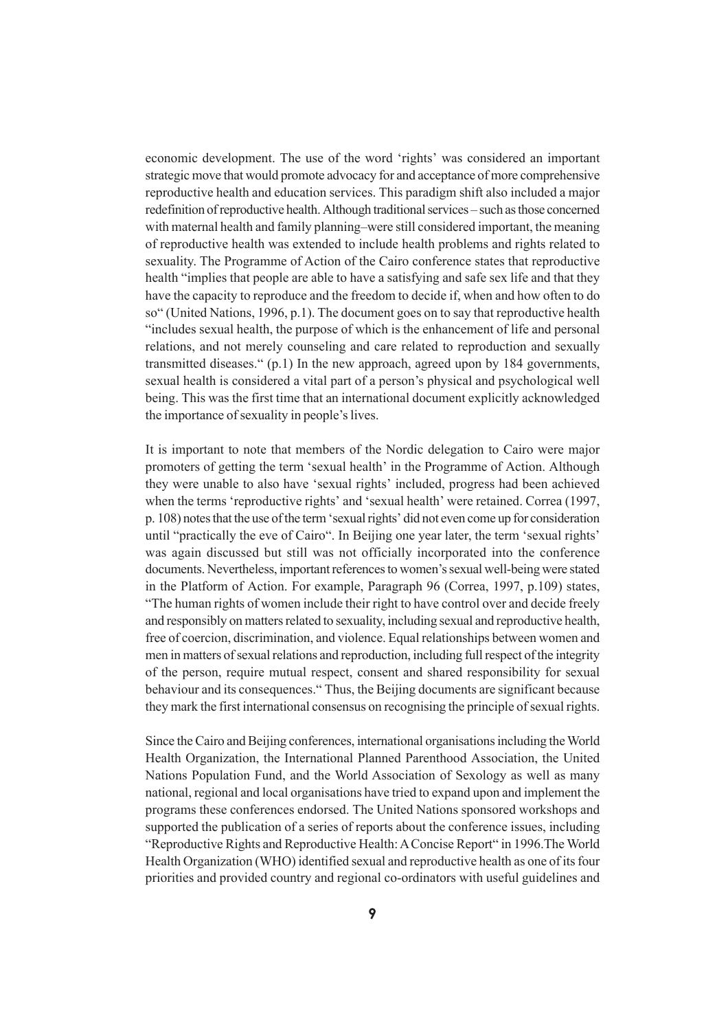economic development. The use of the word 'rights' was considered an important strategic move that would promote advocacy for and acceptance of more comprehensive reproductive health and education services. This paradigm shift also included a major redefinition of reproductive health. Although traditional services – such as those concerned with maternal health and family planning–were still considered important, the meaning of reproductive health was extended to include health problems and rights related to sexuality. The Programme of Action of the Cairo conference states that reproductive health "implies that people are able to have a satisfying and safe sex life and that they have the capacity to reproduce and the freedom to decide if, when and how often to do so" (United Nations, 1996, p.1). The document goes on to say that reproductive health "includes sexual health, the purpose of which is the enhancement of life and personal relations, and not merely counseling and care related to reproduction and sexually transmitted diseases." (p.1) In the new approach, agreed upon by 184 governments, sexual health is considered a vital part of a person's physical and psychological well being. This was the first time that an international document explicitly acknowledged the importance of sexuality in people's lives.

It is important to note that members of the Nordic delegation to Cairo were major promoters of getting the term 'sexual health' in the Programme of Action. Although they were unable to also have 'sexual rights' included, progress had been achieved when the terms 'reproductive rights' and 'sexual health' were retained. Correa (1997, p. 108) notes that the use of the term 'sexual rights' did not even come up for consideration until "practically the eve of Cairo". In Beijing one year later, the term 'sexual rights' was again discussed but still was not officially incorporated into the conference documents. Nevertheless, important references to women's sexual well-being were stated in the Platform of Action. For example, Paragraph 96 (Correa, 1997, p.109) states, "The human rights of women include their right to have control over and decide freely and responsibly on matters related to sexuality, including sexual and reproductive health, free of coercion, discrimination, and violence. Equal relationships between women and men in matters of sexual relations and reproduction, including full respect of the integrity of the person, require mutual respect, consent and shared responsibility for sexual behaviour and its consequences." Thus, the Beijing documents are significant because they mark the first international consensus on recognising the principle of sexual rights.

Since the Cairo and Beijing conferences, international organisations including the World Health Organization, the International Planned Parenthood Association, the United Nations Population Fund, and the World Association of Sexology as well as many national, regional and local organisations have tried to expand upon and implement the programs these conferences endorsed. The United Nations sponsored workshops and supported the publication of a series of reports about the conference issues, including "Reproductive Rights and Reproductive Health: A Concise Report" in 1996.The World Health Organization (WHO) identified sexual and reproductive health as one of its four priorities and provided country and regional co-ordinators with useful guidelines and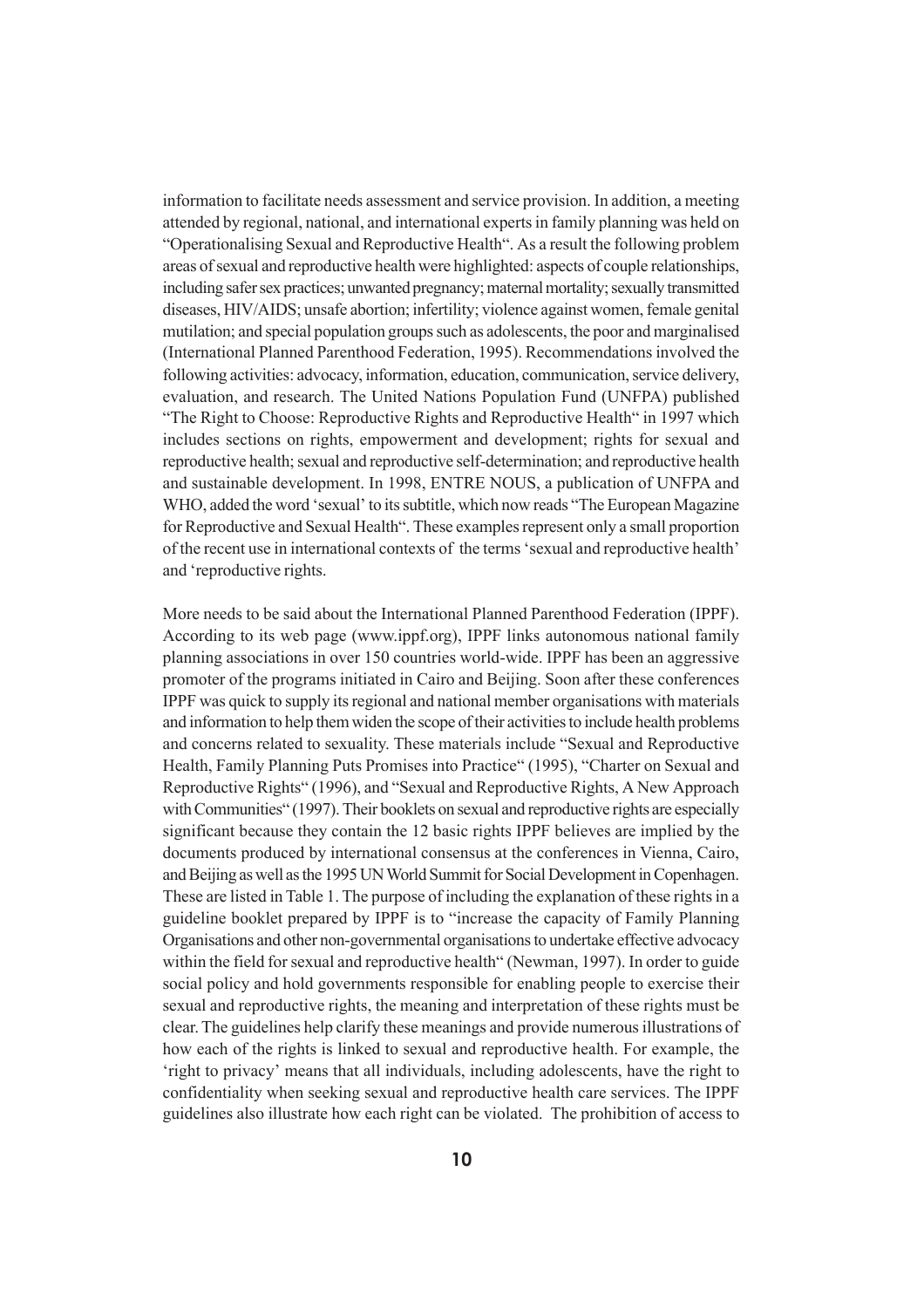information to facilitate needs assessment and service provision. In addition, a meeting attended by regional, national, and international experts in family planning was held on "Operationalising Sexual and Reproductive Health". As a result the following problem areas of sexual and reproductive health were highlighted: aspects of couple relationships, including safer sex practices; unwanted pregnancy; maternal mortality; sexually transmitted diseases, HIV/AIDS; unsafe abortion; infertility; violence against women, female genital mutilation; and special population groups such as adolescents, the poor and marginalised (International Planned Parenthood Federation, 1995). Recommendations involved the following activities: advocacy, information, education, communication, service delivery, evaluation, and research. The United Nations Population Fund (UNFPA) published "The Right to Choose: Reproductive Rights and Reproductive Health" in 1997 which includes sections on rights, empowerment and development; rights for sexual and reproductive health; sexual and reproductive self-determination; and reproductive health and sustainable development. In 1998, ENTRE NOUS, a publication of UNFPA and WHO, added the word 'sexual' to its subtitle, which now reads "The European Magazine for Reproductive and Sexual Health". These examples represent only a small proportion of the recent use in international contexts of the terms 'sexual and reproductive health' and 'reproductive rights.

More needs to be said about the International Planned Parenthood Federation (IPPF). According to its web page (www.ippf.org), IPPF links autonomous national family planning associations in over 150 countries world-wide. IPPF has been an aggressive promoter of the programs initiated in Cairo and Beijing. Soon after these conferences IPPF was quick to supply its regional and national member organisations with materials and information to help them widen the scope of their activities to include health problems and concerns related to sexuality. These materials include "Sexual and Reproductive Health, Family Planning Puts Promises into Practice" (1995), "Charter on Sexual and Reproductive Rights" (1996), and "Sexual and Reproductive Rights, A New Approach with Communities" (1997). Their booklets on sexual and reproductive rights are especially significant because they contain the 12 basic rights IPPF believes are implied by the documents produced by international consensus at the conferences in Vienna, Cairo, and Beijing as well as the 1995 UN World Summit for Social Development in Copenhagen. These are listed in Table 1. The purpose of including the explanation of these rights in a guideline booklet prepared by IPPF is to "increase the capacity of Family Planning Organisations and other non-governmental organisations to undertake effective advocacy within the field for sexual and reproductive health" (Newman, 1997). In order to guide social policy and hold governments responsible for enabling people to exercise their sexual and reproductive rights, the meaning and interpretation of these rights must be clear. The guidelines help clarify these meanings and provide numerous illustrations of how each of the rights is linked to sexual and reproductive health. For example, the 'right to privacy' means that all individuals, including adolescents, have the right to confidentiality when seeking sexual and reproductive health care services. The IPPF guidelines also illustrate how each right can be violated. The prohibition of access to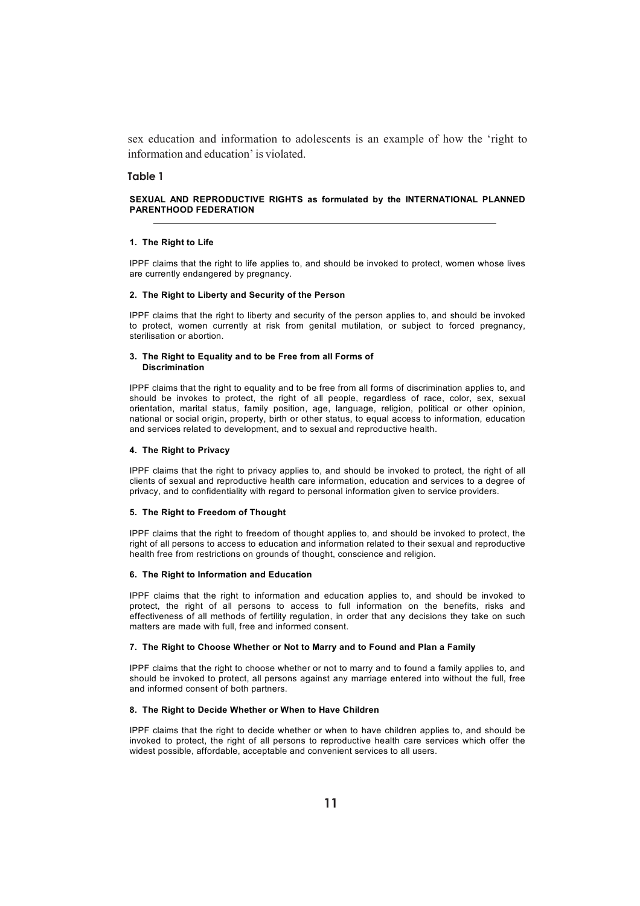sex education and information to adolescents is an example of how the 'right to information and education' is violated.

### Table 1

**SEXUAL AND REPRODUCTIVE RIGHTS as formulated by the INTERNATIONAL PLANNED PARENTHOOD FEDERATION**

**1. The Right to Life**

IPPF claims that the right to life applies to, and should be invoked to protect, women whose lives are currently endangered by pregnancy.

**2. The Right to Liberty and Security of the Person**

IPPF claims that the right to liberty and security of the person applies to, and should be invoked to protect, women currently at risk from genital mutilation, or subject to forced pregnancy, sterilisation or abortion.

**3. The Right to Equality and to be Free from all Forms of Discrimination**

IPPF claims that the right to equality and to be free from all forms of discrimination applies to, and should be invokes to protect, the right of all people, regardless of race, color, sex, sexual orientation, marital status, family position, age, language, religion, political or other opinion, national or social origin, property, birth or other status, to equal access to information, education and services related to development, and to sexual and reproductive health.

**4. The Right to Privacy**

IPPF claims that the right to privacy applies to, and should be invoked to protect, the right of all clients of sexual and reproductive health care information, education and services to a degree of privacy, and to confidentiality with regard to personal information given to service providers.

**5. The Right to Freedom of Thought**

IPPF claims that the right to freedom of thought applies to, and should be invoked to protect, the right of all persons to access to education and information related to their sexual and reproductive health free from restrictions on grounds of thought, conscience and religion.

**6. The Right to Information and Education**

IPPF claims that the right to information and education applies to, and should be invoked to protect, the right of all persons to access to full information on the benefits, risks and effectiveness of all methods of fertility regulation, in order that any decisions they take on such matters are made with full, free and informed consent.

**7. The Right to Choose Whether or Not to Marry and to Found and Plan a Family**

IPPF claims that the right to choose whether or not to marry and to found a family applies to, and should be invoked to protect, all persons against any marriage entered into without the full, free and informed consent of both partners.

**8. The Right to Decide Whether or When to Have Children**

IPPF claims that the right to decide whether or when to have children applies to, and should be invoked to protect, the right of all persons to reproductive health care services which offer the widest possible, affordable, acceptable and convenient services to all users.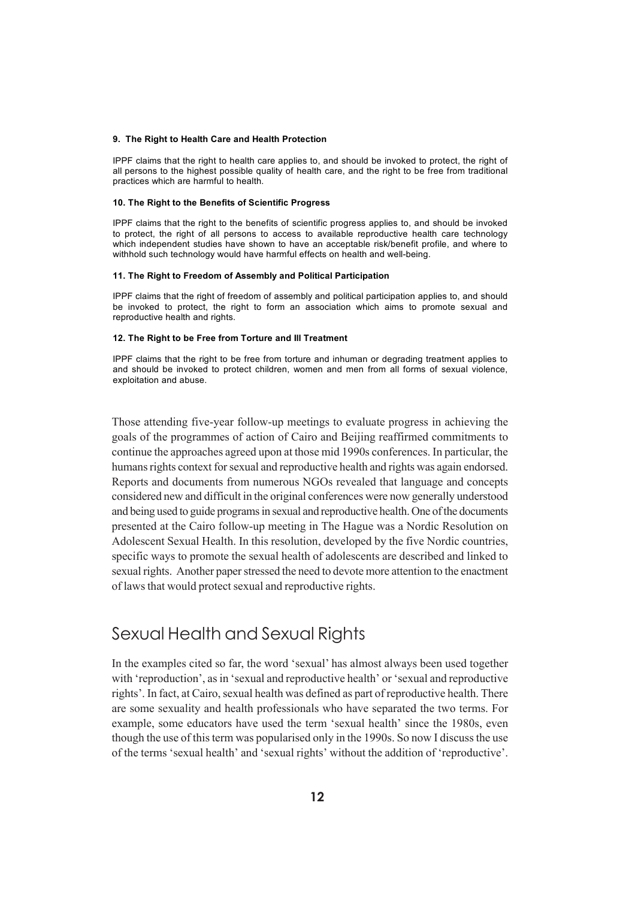**9. The Right to Health Care and Health Protection**

IPPF claims that the right to health care applies to, and should be invoked to protect, the right of all persons to the highest possible quality of health care, and the right to be free from traditional practices which are harmful to health.

**10. The Right to the Benefits of Scientific Progress**

IPPF claims that the right to the benefits of scientific progress applies to, and should be invoked to protect, the right of all persons to access to available reproductive health care technology which independent studies have shown to have an acceptable risk/benefit profile, and where to withhold such technology would have harmful effects on health and well-being.

**11. The Right to Freedom of Assembly and Political Participation**

IPPF claims that the right of freedom of assembly and political participation applies to, and should be invoked to protect, the right to form an association which aims to promote sexual and reproductive health and rights.

**12. The Right to be Free from Torture and Ill Treatment**

IPPF claims that the right to be free from torture and inhuman or degrading treatment applies to and should be invoked to protect children, women and men from all forms of sexual violence, exploitation and abuse.

Those attending five-year follow-up meetings to evaluate progress in achieving the goals of the programmes of action of Cairo and Beijing reaffirmed commitments to continue the approaches agreed upon at those mid 1990s conferences. In particular, the humans rights context for sexual and reproductive health and rights was again endorsed. Reports and documents from numerous NGOs revealed that language and concepts considered new and difficult in the original conferences were now generally understood and being used to guide programs in sexual and reproductive health. One of the documents presented at the Cairo follow-up meeting in The Hague was a Nordic Resolution on Adolescent Sexual Health. In this resolution, developed by the five Nordic countries, specific ways to promote the sexual health of adolescents are described and linked to sexual rights. Another paper stressed the need to devote more attention to the enactment of laws that would protect sexual and reproductive rights.

## Sexual Health and Sexual Rights

In the examples cited so far, the word 'sexual' has almost always been used together with 'reproduction', as in 'sexual and reproductive health' or 'sexual and reproductive rights'. In fact, at Cairo, sexual health was defined as part of reproductive health. There are some sexuality and health professionals who have separated the two terms. For example, some educators have used the term 'sexual health' since the 1980s, even though the use of this term was popularised only in the 1990s. So now I discuss the use of the terms 'sexual health' and 'sexual rights' without the addition of 'reproductive'.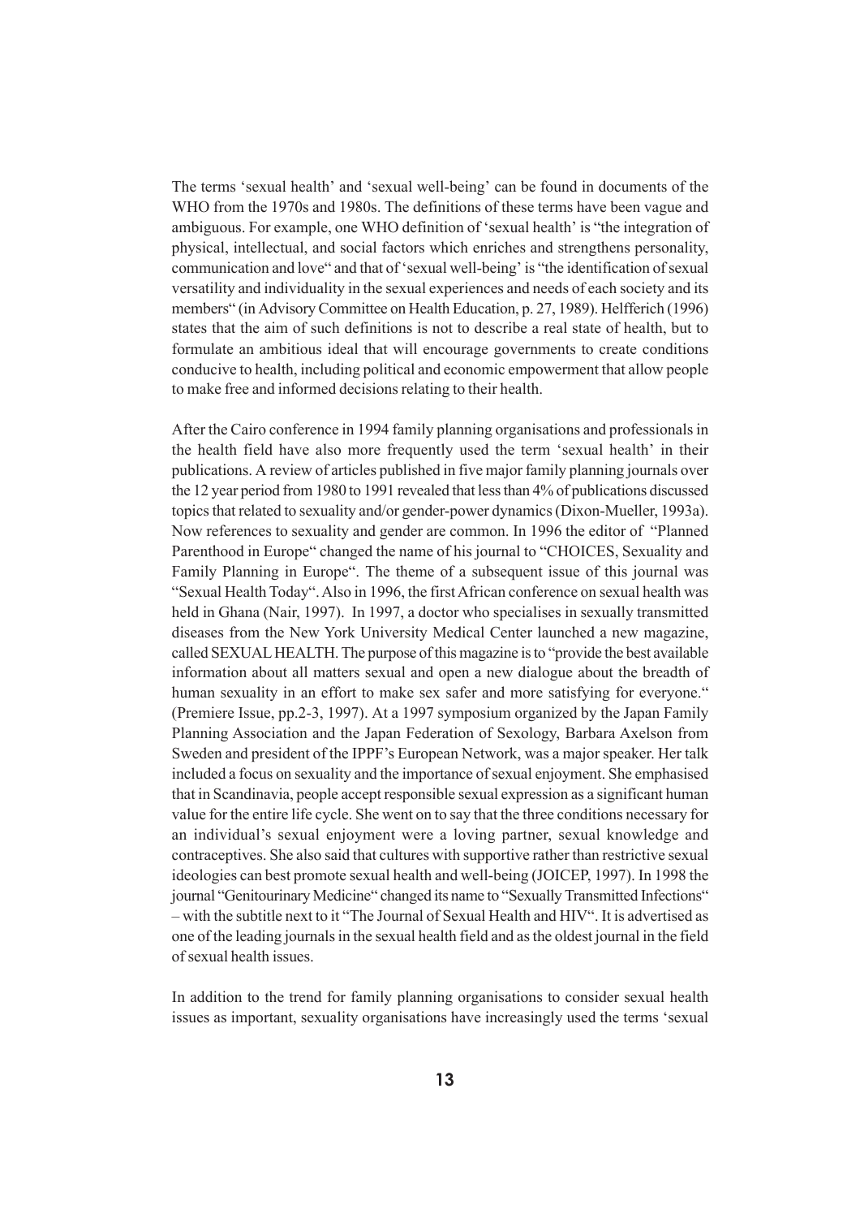The terms 'sexual health' and 'sexual well-being' can be found in documents of the WHO from the 1970s and 1980s. The definitions of these terms have been vague and ambiguous. For example, one WHO definition of 'sexual health' is "the integration of physical, intellectual, and social factors which enriches and strengthens personality, communication and love" and that of 'sexual well-being' is "the identification of sexual versatility and individuality in the sexual experiences and needs of each society and its members" (in Advisory Committee on Health Education, p. 27, 1989). Helfferich (1996) states that the aim of such definitions is not to describe a real state of health, but to formulate an ambitious ideal that will encourage governments to create conditions conducive to health, including political and economic empowerment that allow people to make free and informed decisions relating to their health.

After the Cairo conference in 1994 family planning organisations and professionals in the health field have also more frequently used the term 'sexual health' in their publications. A review of articles published in five major family planning journals over the 12 year period from 1980 to 1991 revealed that less than 4% of publications discussed topics that related to sexuality and/or gender-power dynamics (Dixon-Mueller, 1993a). Now references to sexuality and gender are common. In 1996 the editor of "Planned Parenthood in Europe" changed the name of his journal to "CHOICES, Sexuality and Family Planning in Europe". The theme of a subsequent issue of this journal was "Sexual Health Today". Also in 1996, the first African conference on sexual health was held in Ghana (Nair, 1997). In 1997, a doctor who specialises in sexually transmitted diseases from the New York University Medical Center launched a new magazine, called SEXUAL HEALTH. The purpose of this magazine is to "provide the best available information about all matters sexual and open a new dialogue about the breadth of human sexuality in an effort to make sex safer and more satisfying for everyone." (Premiere Issue, pp.2-3, 1997). At a 1997 symposium organized by the Japan Family Planning Association and the Japan Federation of Sexology, Barbara Axelson from Sweden and president of the IPPF's European Network, was a major speaker. Her talk included a focus on sexuality and the importance of sexual enjoyment. She emphasised that in Scandinavia, people accept responsible sexual expression as a significant human value for the entire life cycle. She went on to say that the three conditions necessary for an individual's sexual enjoyment were a loving partner, sexual knowledge and contraceptives. She also said that cultures with supportive rather than restrictive sexual ideologies can best promote sexual health and well-being (JOICEP, 1997). In 1998 the journal "Genitourinary Medicine" changed its name to "Sexually Transmitted Infections" – with the subtitle next to it "The Journal of Sexual Health and HIV". It is advertised as one of the leading journals in the sexual health field and as the oldest journal in the field of sexual health issues.

In addition to the trend for family planning organisations to consider sexual health issues as important, sexuality organisations have increasingly used the terms 'sexual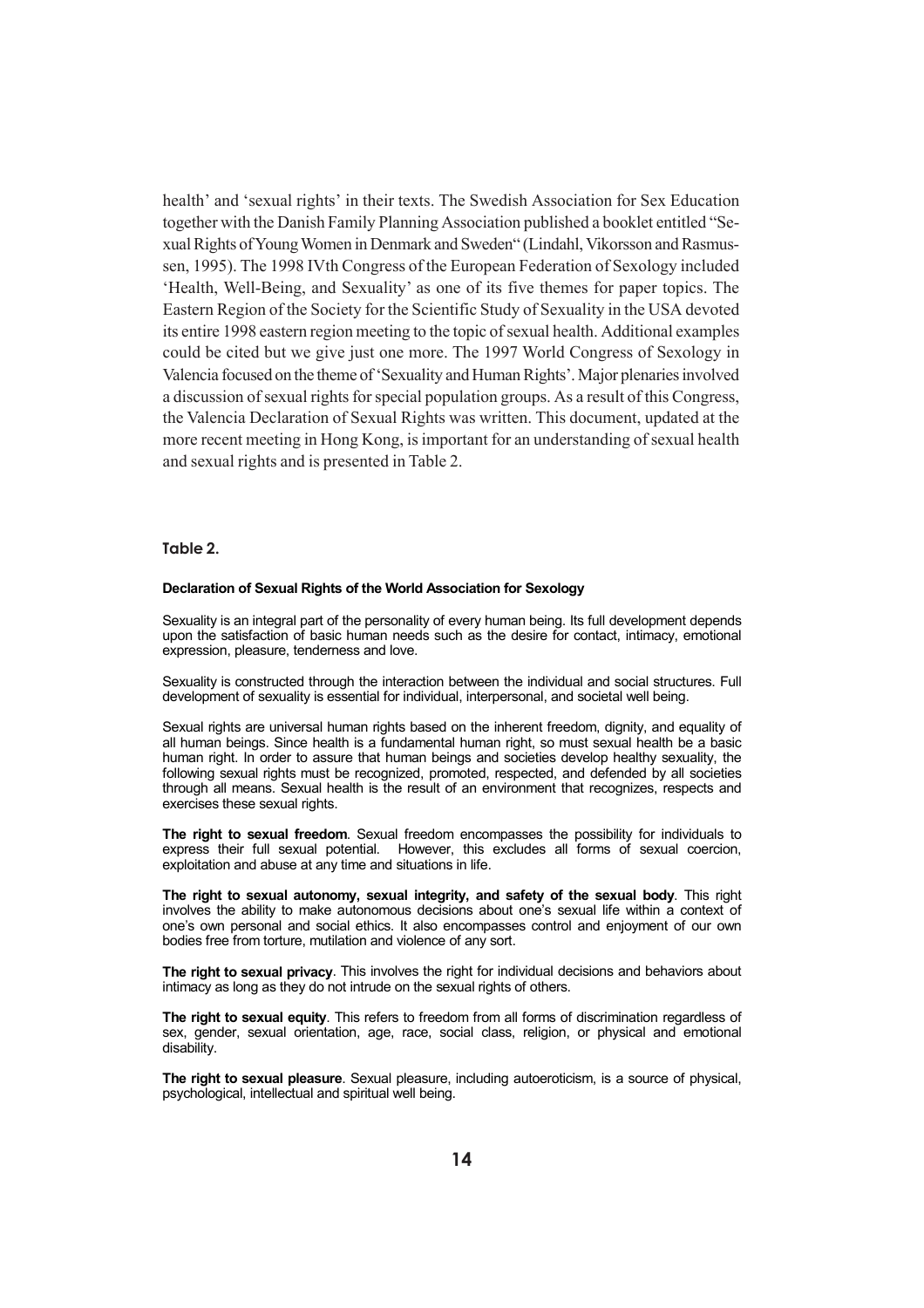health' and 'sexual rights' in their texts. The Swedish Association for Sex Education together with the Danish Family Planning Association published a booklet entitled "Sexual Rights of Young Women in Denmark and Sweden" (Lindahl, Vikorsson and Rasmussen, 1995). The 1998 IVth Congress of the European Federation of Sexology included 'Health, Well-Being, and Sexuality' as one of its five themes for paper topics. The Eastern Region of the Society for the Scientific Study of Sexuality in the USA devoted its entire 1998 eastern region meeting to the topic of sexual health. Additional examples could be cited but we give just one more. The 1997 World Congress of Sexology in Valencia focused on the theme of 'Sexuality and Human Rights'. Major plenaries involved a discussion of sexual rights for special population groups. As a result of this Congress, the Valencia Declaration of Sexual Rights was written. This document, updated at the more recent meeting in Hong Kong, is important for an understanding of sexual health and sexual rights and is presented in Table 2.

## Table 2.

**Declaration of Sexual Rights of the World Association for Sexology**

Sexuality is an integral part of the personality of every human being. Its full development depends upon the satisfaction of basic human needs such as the desire for contact, intimacy, emotional expression, pleasure, tenderness and love.

Sexuality is constructed through the interaction between the individual and social structures. Full development of sexuality is essential for individual, interpersonal, and societal well being.

Sexual rights are universal human rights based on the inherent freedom, dignity, and equality of all human beings. Since health is a fundamental human right, so must sexual health be a basic human right. In order to assure that human beings and societies develop healthy sexuality, the following sexual rights must be recognized, promoted, respected, and defended by all societies through all means. Sexual health is the result of an environment that recognizes, respects and exercises these sexual rights.

**The right to sexual freedom**. Sexual freedom encompasses the possibility for individuals to express their full sexual potential. However, this excludes all forms of sexual coercion, exploitation and abuse at any time and situations in life.

**The right to sexual autonomy, sexual integrity, and safety of the sexual body**. This right involves the ability to make autonomous decisions about one's sexual life within a context of one's own personal and social ethics. It also encompasses control and enjoyment of our own bodies free from torture, mutilation and violence of any sort.

**The right to sexual privacy**. This involves the right for individual decisions and behaviors about intimacy as long as they do not intrude on the sexual rights of others.

**The right to sexual equity**. This refers to freedom from all forms of discrimination regardless of sex, gender, sexual orientation, age, race, social class, religion, or physical and emotional disability.

**The right to sexual pleasure**. Sexual pleasure, including autoeroticism, is a source of physical, psychological, intellectual and spiritual well being.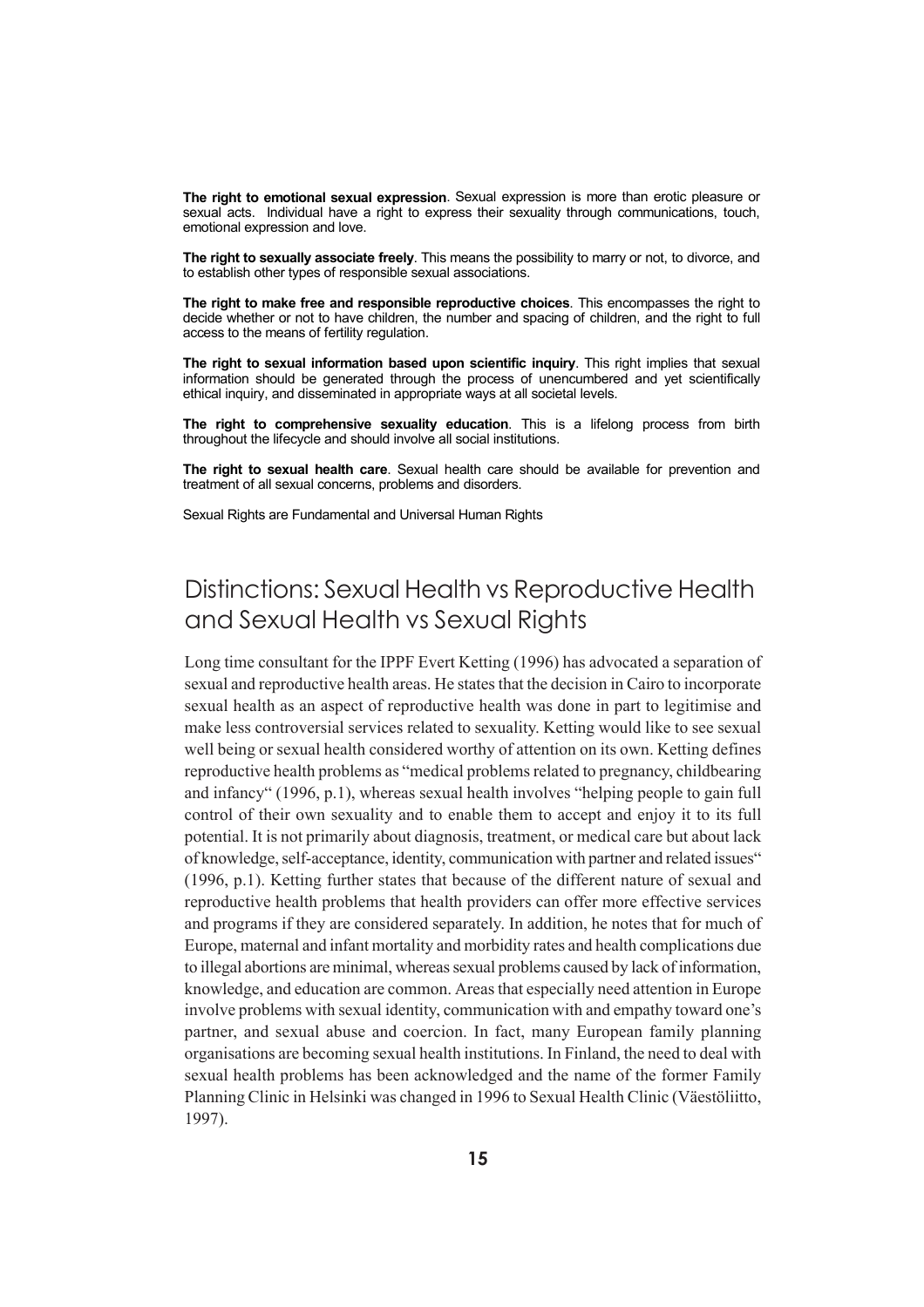**The right to emotional sexual expression**. Sexual expression is more than erotic pleasure or sexual acts. Individual have a right to express their sexuality through communications, touch, emotional expression and love.

**The right to sexually associate freely**. This means the possibility to marry or not, to divorce, and to establish other types of responsible sexual associations.

**The right to make free and responsible reproductive choices**. This encompasses the right to decide whether or not to have children, the number and spacing of children, and the right to full access to the means of fertility regulation.

**The right to sexual information based upon scientific inquiry**. This right implies that sexual information should be generated through the process of unencumbered and yet scientifically ethical inquiry, and disseminated in appropriate ways at all societal levels.

**The right to comprehensive sexuality education**. This is a lifelong process from birth throughout the lifecycle and should involve all social institutions.

**The right to sexual health care**. Sexual health care should be available for prevention and treatment of all sexual concerns, problems and disorders.

Sexual Rights are Fundamental and Universal Human Rights

## Distinctions: Sexual Health vs Reproductive Health and Sexual Health vs Sexual Rights

Long time consultant for the IPPF Evert Ketting (1996) has advocated a separation of sexual and reproductive health areas. He states that the decision in Cairo to incorporate sexual health as an aspect of reproductive health was done in part to legitimise and make less controversial services related to sexuality. Ketting would like to see sexual well being or sexual health considered worthy of attention on its own. Ketting defines reproductive health problems as "medical problems related to pregnancy, childbearing and infancy" (1996, p.1), whereas sexual health involves "helping people to gain full control of their own sexuality and to enable them to accept and enjoy it to its full potential. It is not primarily about diagnosis, treatment, or medical care but about lack of knowledge, self-acceptance, identity, communication with partner and related issues" (1996, p.1). Ketting further states that because of the different nature of sexual and reproductive health problems that health providers can offer more effective services and programs if they are considered separately. In addition, he notes that for much of Europe, maternal and infant mortality and morbidity rates and health complications due to illegal abortions are minimal, whereas sexual problems caused by lack of information, knowledge, and education are common. Areas that especially need attention in Europe involve problems with sexual identity, communication with and empathy toward one's partner, and sexual abuse and coercion. In fact, many European family planning organisations are becoming sexual health institutions. In Finland, the need to deal with sexual health problems has been acknowledged and the name of the former Family Planning Clinic in Helsinki was changed in 1996 to Sexual Health Clinic (Väestöliitto, 1997).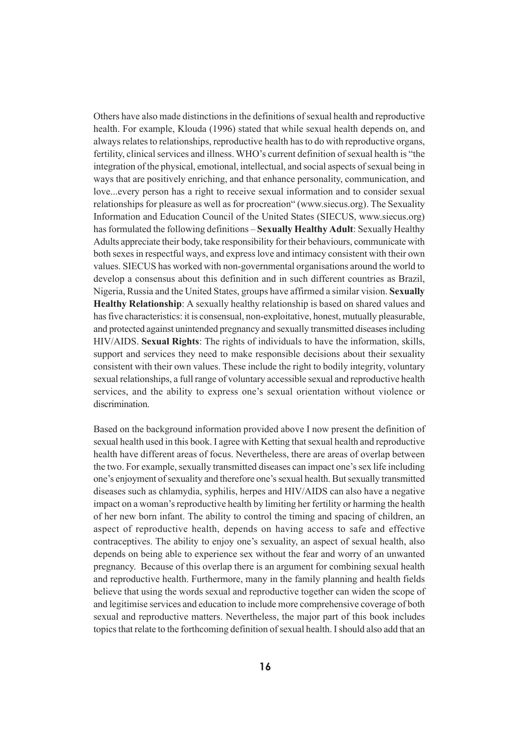Others have also made distinctions in the definitions of sexual health and reproductive health. For example, Klouda (1996) stated that while sexual health depends on, and always relates to relationships, reproductive health has to do with reproductive organs, fertility, clinical services and illness. WHO's current definition of sexual health is "the integration of the physical, emotional, intellectual, and social aspects of sexual being in ways that are positively enriching, and that enhance personality, communication, and love...every person has a right to receive sexual information and to consider sexual relationships for pleasure as well as for procreation" (www.siecus.org). The Sexuality Information and Education Council of the United States (SIECUS, www.siecus.org) has formulated the following definitions – **Sexually Healthy Adult**: Sexually Healthy Adults appreciate their body, take responsibility for their behaviours, communicate with both sexes in respectful ways, and express love and intimacy consistent with their own values. SIECUS has worked with non-governmental organisations around the world to develop a consensus about this definition and in such different countries as Brazil, Nigeria, Russia and the United States, groups have affirmed a similar vision. **Sexually Healthy Relationship**: A sexually healthy relationship is based on shared values and has five characteristics: it is consensual, non-exploitative, honest, mutually pleasurable, and protected against unintended pregnancy and sexually transmitted diseases including HIV/AIDS. **Sexual Rights**: The rights of individuals to have the information, skills, support and services they need to make responsible decisions about their sexuality consistent with their own values. These include the right to bodily integrity, voluntary sexual relationships, a full range of voluntary accessible sexual and reproductive health services, and the ability to express one's sexual orientation without violence or discrimination.

Based on the background information provided above I now present the definition of sexual health used in this book. I agree with Ketting that sexual health and reproductive health have different areas of focus. Nevertheless, there are areas of overlap between the two. For example, sexually transmitted diseases can impact one's sex life including one's enjoyment of sexuality and therefore one's sexual health. But sexually transmitted diseases such as chlamydia, syphilis, herpes and HIV/AIDS can also have a negative impact on a woman's reproductive health by limiting her fertility or harming the health of her new born infant. The ability to control the timing and spacing of children, an aspect of reproductive health, depends on having access to safe and effective contraceptives. The ability to enjoy one's sexuality, an aspect of sexual health, also depends on being able to experience sex without the fear and worry of an unwanted pregnancy. Because of this overlap there is an argument for combining sexual health and reproductive health. Furthermore, many in the family planning and health fields believe that using the words sexual and reproductive together can widen the scope of and legitimise services and education to include more comprehensive coverage of both sexual and reproductive matters. Nevertheless, the major part of this book includes topics that relate to the forthcoming definition of sexual health. I should also add that an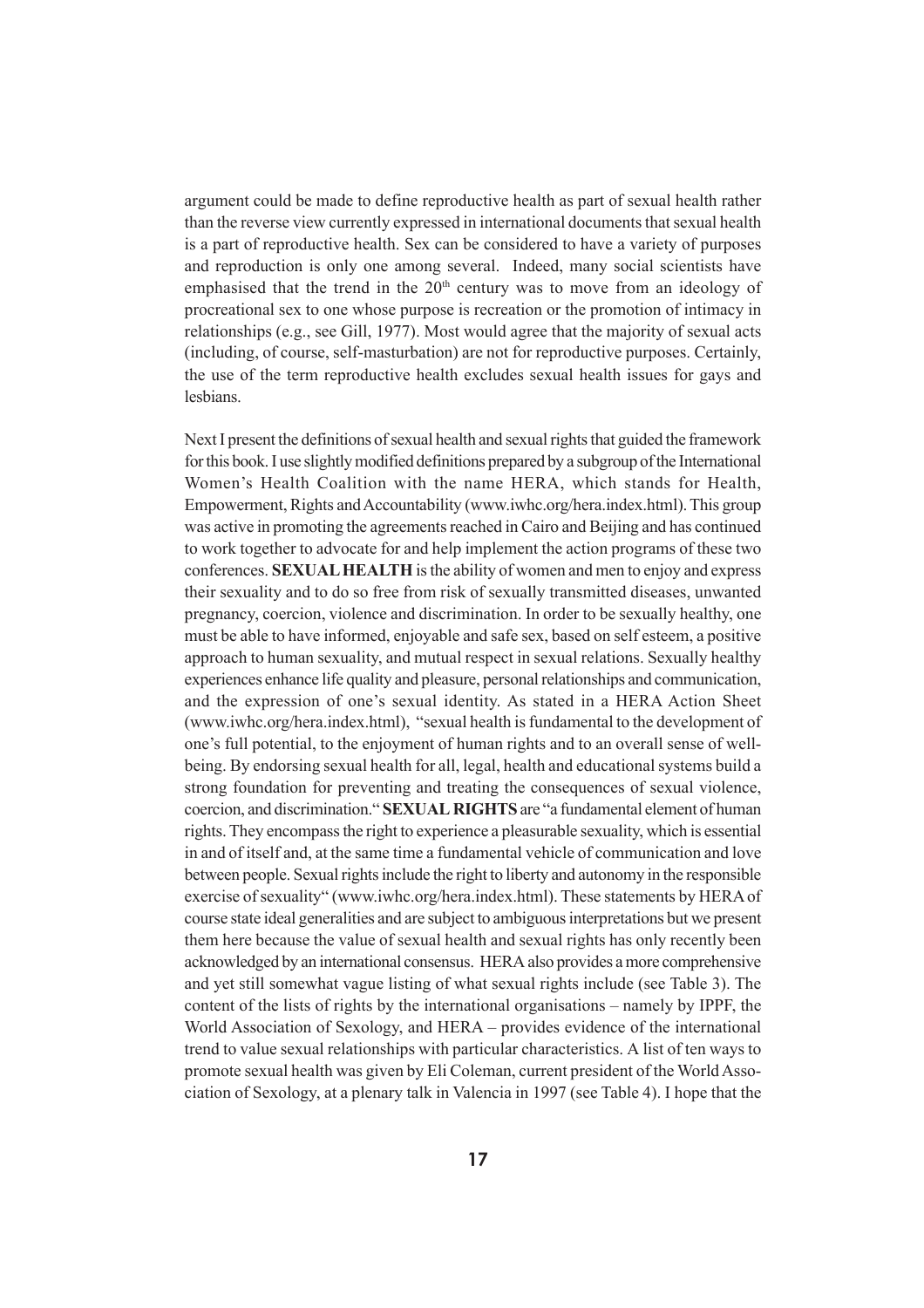argument could be made to define reproductive health as part of sexual health rather than the reverse view currently expressed in international documents that sexual health is a part of reproductive health. Sex can be considered to have a variety of purposes and reproduction is only one among several. Indeed, many social scientists have emphasised that the trend in the 20th century was to move from an ideology of procreational sex to one whose purpose is recreation or the promotion of intimacy in relationships (e.g., see Gill, 1977). Most would agree that the majority of sexual acts (including, of course, self-masturbation) are not for reproductive purposes. Certainly, the use of the term reproductive health excludes sexual health issues for gays and lesbians.

Next I present the definitions of sexual health and sexual rights that guided the framework for this book. I use slightly modified definitions prepared by a subgroup of the International Women's Health Coalition with the name HERA, which stands for Health, Empowerment, Rights and Accountability (www.iwhc.org/hera.index.html). This group was active in promoting the agreements reached in Cairo and Beijing and has continued to work together to advocate for and help implement the action programs of these two conferences. **SEXUAL HEALTH** is the ability of women and men to enjoy and express their sexuality and to do so free from risk of sexually transmitted diseases, unwanted pregnancy, coercion, violence and discrimination. In order to be sexually healthy, one must be able to have informed, enjoyable and safe sex, based on self esteem, a positive approach to human sexuality, and mutual respect in sexual relations. Sexually healthy experiences enhance life quality and pleasure, personal relationships and communication, and the expression of one's sexual identity. As stated in a HERA Action Sheet (www.iwhc.org/hera.index.html), "sexual health is fundamental to the development of one's full potential, to the enjoyment of human rights and to an overall sense of well-being. By endorsing sexual health for all, legal, health and educational systems build a strong foundation for preventing and treating the consequences of sexual violence, coercion, and discrimination." **SEXUAL RIGHTS** are "a fundamental element of human rights. They encompass the right to experience a pleasurable sexuality, which is essential in and of itself and, at the same time a fundamental vehicle of communication and love between people. Sexual rights include the right to liberty and autonomy in the responsible exercise of sexuality" (www.iwhc.org/hera.index.html). These statements by HERA of course state ideal generalities and are subject to ambiguous interpretations but we present them here because the value of sexual health and sexual rights has only recently been acknowledged by an international consensus. HERA also provides a more comprehensive and yet still somewhat vague listing of what sexual rights include (see Table 3). The content of the lists of rights by the international organisations – namely by IPPF, the World Association of Sexology, and HERA – provides evidence of the international trend to value sexual relationships with particular characteristics. A list of ten ways to promote sexual health was given by Eli Coleman, current president of the World Association of Sexology, at a plenary talk in Valencia in 1997 (see Table 4). I hope that the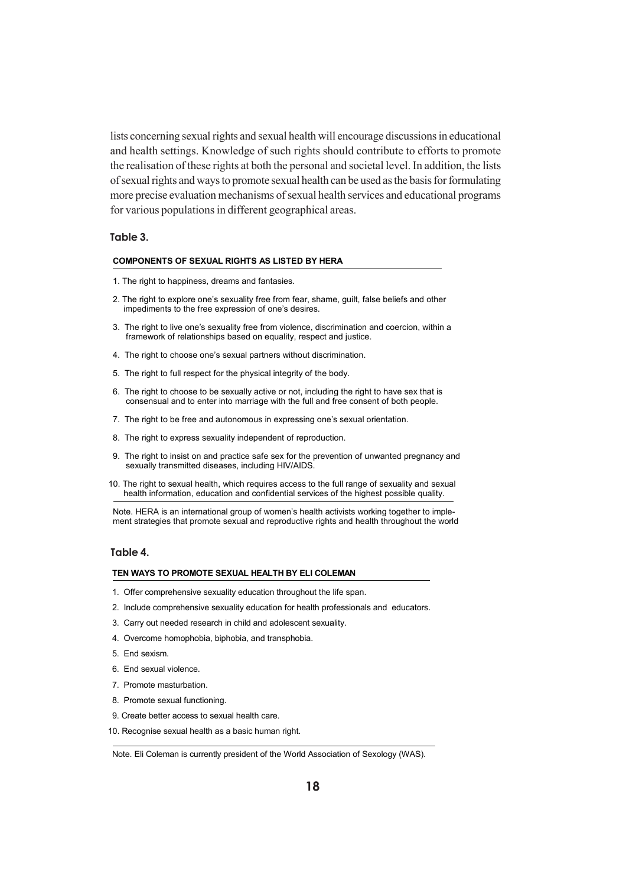lists concerning sexual rights and sexual health will encourage discussions in educational and health settings. Knowledge of such rights should contribute to efforts to promote the realisation of these rights at both the personal and societal level. In addition, the lists of sexual rights and ways to promote sexual health can be used as the basis for formulating more precise evaluation mechanisms of sexual health services and educational programs for various populations in different geographical areas.

### Table 3.

**COMPONENTS OF SEXUAL RIGHTS AS LISTED BY HERA**

1. The right to happiness, dreams and fantasies.
2. The right to explore one's sexuality free from fear, shame, guilt, false beliefs and other impediments to the free expression of one's desires.
3. The right to live one's sexuality free from violence, discrimination and coercion, within a framework of relationships based on equality, respect and justice.
4. The right to choose one's sexual partners without discrimination.
5. The right to full respect for the physical integrity of the body.
6. The right to choose to be sexually active or not, including the right to have sex that is consensual and to enter into marriage with the full and free consent of both people.
7. The right to be free and autonomous in expressing one's sexual orientation.
8. The right to express sexuality independent of reproduction.
9. The right to insist on and practice safe sex for the prevention of unwanted pregnancy and sexually transmitted diseases, including HIV/AIDS.
10. The right to sexual health, which requires access to the full range of sexuality and sexual health information, education and confidential services of the highest possible quality.

Note. HERA is an international group of women's health activists working together to implement strategies that promote sexual and reproductive rights and health throughout the world

### Table 4.

**TEN WAYS TO PROMOTE SEXUAL HEALTH BY ELI COLEMAN**

1. Offer comprehensive sexuality education throughout the life span.
2. Include comprehensive sexuality education for health professionals and educators.
3. Carry out needed research in child and adolescent sexuality.
4. Overcome homophobia, biphobia, and transphobia.
5. End sexism.
6. End sexual violence.
7. Promote masturbation.
8. Promote sexual functioning.
9. Create better access to sexual health care.
10. Recognise sexual health as a basic human right.

Note. Eli Coleman is currently president of the World Association of Sexology (WAS).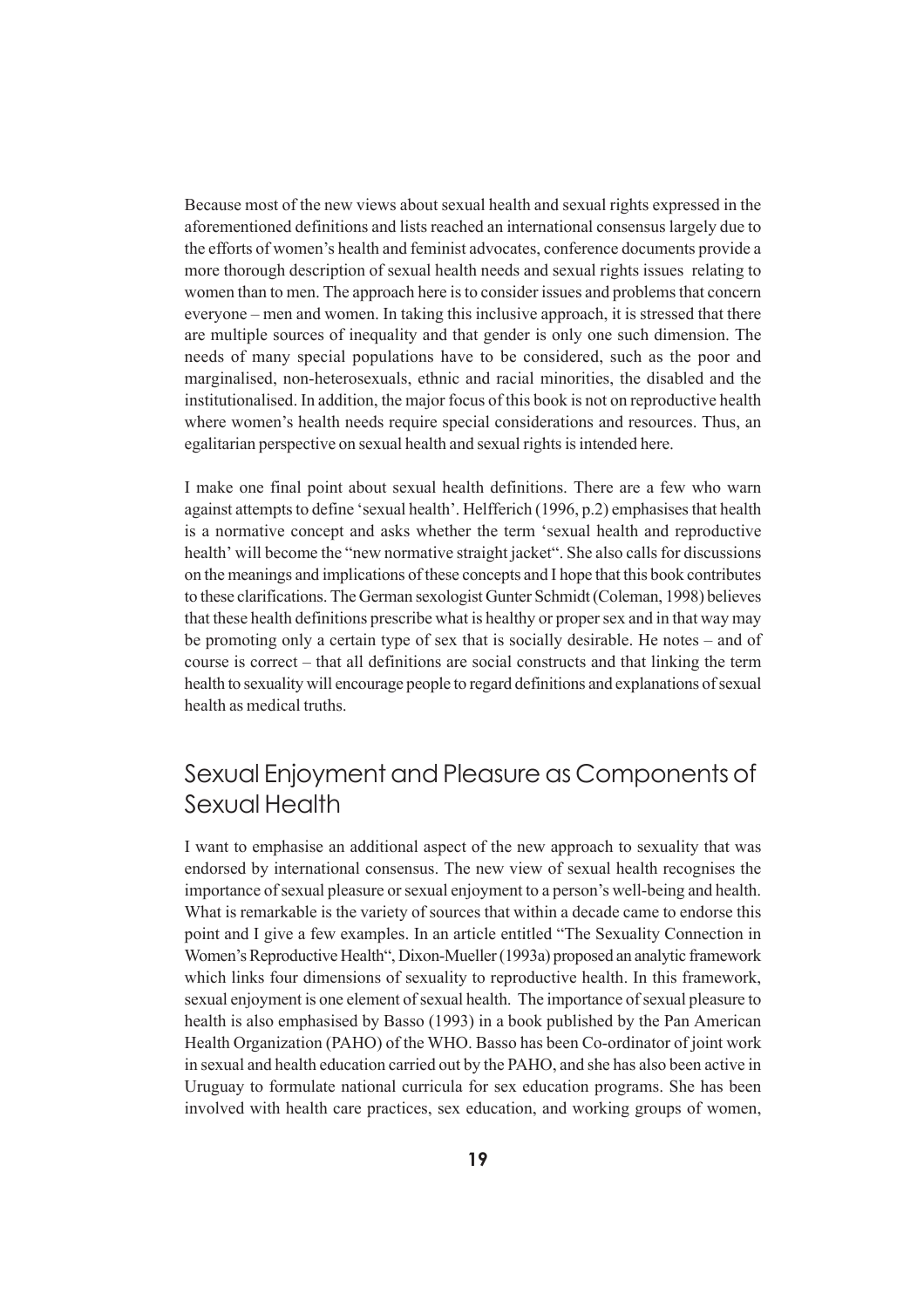Because most of the new views about sexual health and sexual rights expressed in the aforementioned definitions and lists reached an international consensus largely due to the efforts of women's health and feminist advocates, conference documents provide a more thorough description of sexual health needs and sexual rights issues relating to women than to men. The approach here is to consider issues and problems that concern everyone – men and women. In taking this inclusive approach, it is stressed that there are multiple sources of inequality and that gender is only one such dimension. The needs of many special populations have to be considered, such as the poor and marginalised, non-heterosexuals, ethnic and racial minorities, the disabled and the institutionalised. In addition, the major focus of this book is not on reproductive health where women's health needs require special considerations and resources. Thus, an egalitarian perspective on sexual health and sexual rights is intended here.

I make one final point about sexual health definitions. There are a few who warn against attempts to define 'sexual health'. Helfferich (1996, p.2) emphasises that health is a normative concept and asks whether the term 'sexual health and reproductive health' will become the "new normative straight jacket". She also calls for discussions on the meanings and implications of these concepts and I hope that this book contributes to these clarifications. The German sexologist Gunter Schmidt (Coleman, 1998) believes that these health definitions prescribe what is healthy or proper sex and in that way may be promoting only a certain type of sex that is socially desirable. He notes – and of course is correct – that all definitions are social constructs and that linking the term health to sexuality will encourage people to regard definitions and explanations of sexual health as medical truths.

## Sexual Enjoyment and Pleasure as Components of Sexual Health

I want to emphasise an additional aspect of the new approach to sexuality that was endorsed by international consensus. The new view of sexual health recognises the importance of sexual pleasure or sexual enjoyment to a person's well-being and health. What is remarkable is the variety of sources that within a decade came to endorse this point and I give a few examples. In an article entitled "The Sexuality Connection in Women's Reproductive Health", Dixon-Mueller (1993a) proposed an analytic framework which links four dimensions of sexuality to reproductive health. In this framework, sexual enjoyment is one element of sexual health. The importance of sexual pleasure to health is also emphasised by Basso (1993) in a book published by the Pan American Health Organization (PAHO) of the WHO. Basso has been Co-ordinator of joint work in sexual and health education carried out by the PAHO, and she has also been active in Uruguay to formulate national curricula for sex education programs. She has been involved with health care practices, sex education, and working groups of women,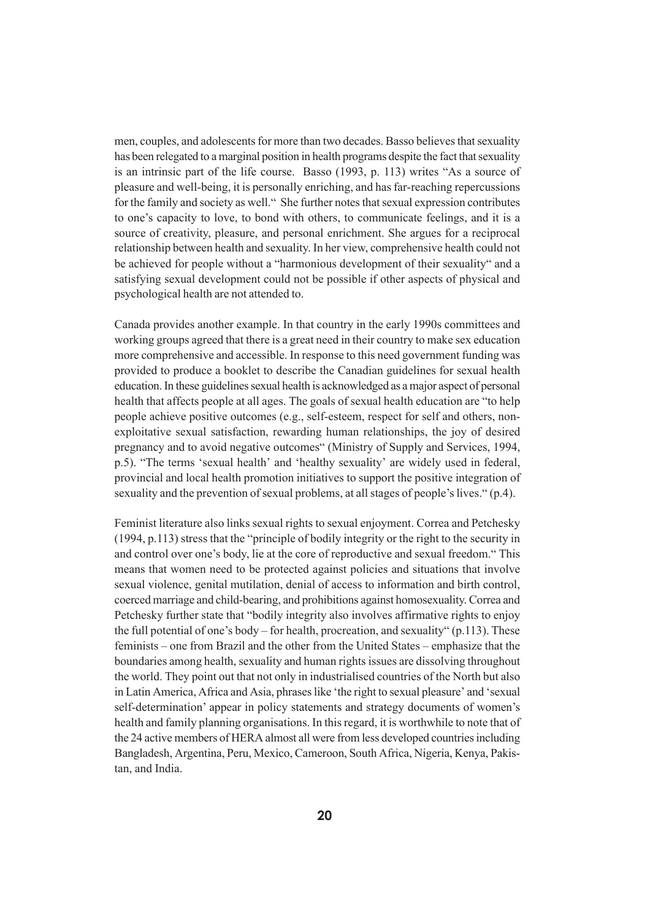men, couples, and adolescents for more than two decades. Basso believes that sexuality has been relegated to a marginal position in health programs despite the fact that sexuality is an intrinsic part of the life course. Basso (1993, p. 113) writes "As a source of pleasure and well-being, it is personally enriching, and has far-reaching repercussions for the family and society as well." She further notes that sexual expression contributes to one's capacity to love, to bond with others, to communicate feelings, and it is a source of creativity, pleasure, and personal enrichment. She argues for a reciprocal relationship between health and sexuality. In her view, comprehensive health could not be achieved for people without a "harmonious development of their sexuality" and a satisfying sexual development could not be possible if other aspects of physical and psychological health are not attended to.

Canada provides another example. In that country in the early 1990s committees and working groups agreed that there is a great need in their country to make sex education more comprehensive and accessible. In response to this need government funding was provided to produce a booklet to describe the Canadian guidelines for sexual health education. In these guidelines sexual health is acknowledged as a major aspect of personal health that affects people at all ages. The goals of sexual health education are "to help people achieve positive outcomes (e.g., self-esteem, respect for self and others, non-exploitative sexual satisfaction, rewarding human relationships, the joy of desired pregnancy and to avoid negative outcomes" (Ministry of Supply and Services, 1994, p.5). "The terms 'sexual health' and 'healthy sexuality' are widely used in federal, provincial and local health promotion initiatives to support the positive integration of sexuality and the prevention of sexual problems, at all stages of people's lives." (p.4).

Feminist literature also links sexual rights to sexual enjoyment. Correa and Petchesky (1994, p.113) stress that the "principle of bodily integrity or the right to the security in and control over one's body, lie at the core of reproductive and sexual freedom." This means that women need to be protected against policies and situations that involve sexual violence, genital mutilation, denial of access to information and birth control, coerced marriage and child-bearing, and prohibitions against homosexuality. Correa and Petchesky further state that "bodily integrity also involves affirmative rights to enjoy the full potential of one's body – for health, procreation, and sexuality" (p.113). These feminists – one from Brazil and the other from the United States – emphasize that the boundaries among health, sexuality and human rights issues are dissolving throughout the world. They point out that not only in industrialised countries of the North but also in Latin America, Africa and Asia, phrases like 'the right to sexual pleasure' and 'sexual self-determination' appear in policy statements and strategy documents of women's health and family planning organisations. In this regard, it is worthwhile to note that of the 24 active members of HERA almost all were from less developed countries including Bangladesh, Argentina, Peru, Mexico, Cameroon, South Africa, Nigeria, Kenya, Pakistan, and India.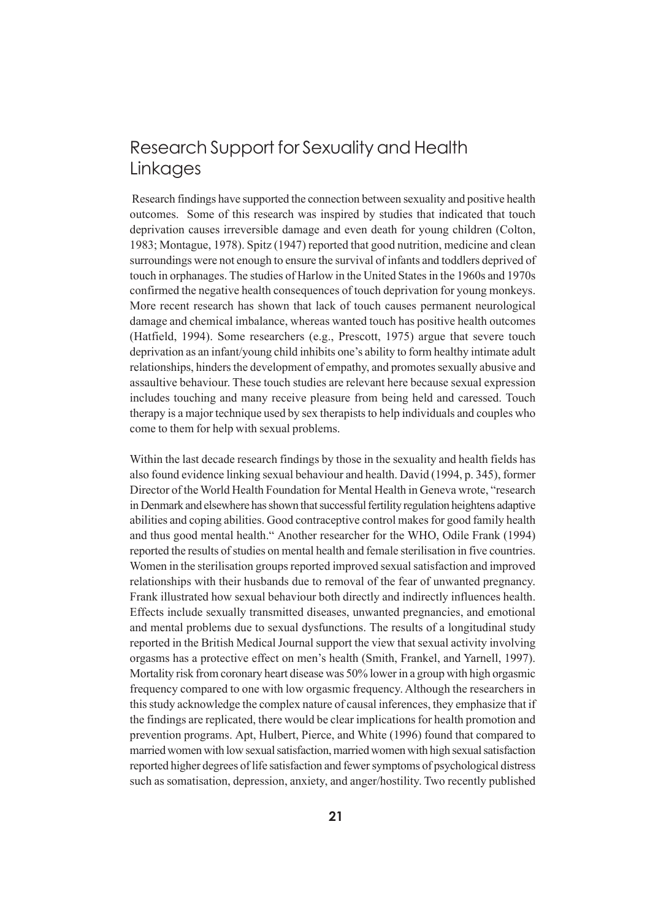## Research Support for Sexuality and Health Linkages

Research findings have supported the connection between sexuality and positive health outcomes. Some of this research was inspired by studies that indicated that touch deprivation causes irreversible damage and even death for young children (Colton, 1983; Montague, 1978). Spitz (1947) reported that good nutrition, medicine and clean surroundings were not enough to ensure the survival of infants and toddlers deprived of touch in orphanages. The studies of Harlow in the United States in the 1960s and 1970s confirmed the negative health consequences of touch deprivation for young monkeys. More recent research has shown that lack of touch causes permanent neurological damage and chemical imbalance, whereas wanted touch has positive health outcomes (Hatfield, 1994). Some researchers (e.g., Prescott, 1975) argue that severe touch deprivation as an infant/young child inhibits one's ability to form healthy intimate adult relationships, hinders the development of empathy, and promotes sexually abusive and assaultive behaviour. These touch studies are relevant here because sexual expression includes touching and many receive pleasure from being held and caressed. Touch therapy is a major technique used by sex therapists to help individuals and couples who come to them for help with sexual problems.

Within the last decade research findings by those in the sexuality and health fields has also found evidence linking sexual behaviour and health. David (1994, p. 345), former Director of the World Health Foundation for Mental Health in Geneva wrote, "research in Denmark and elsewhere has shown that successful fertility regulation heightens adaptive abilities and coping abilities. Good contraceptive control makes for good family health and thus good mental health." Another researcher for the WHO, Odile Frank (1994) reported the results of studies on mental health and female sterilisation in five countries. Women in the sterilisation groups reported improved sexual satisfaction and improved relationships with their husbands due to removal of the fear of unwanted pregnancy. Frank illustrated how sexual behaviour both directly and indirectly influences health. Effects include sexually transmitted diseases, unwanted pregnancies, and emotional and mental problems due to sexual dysfunctions. The results of a longitudinal study reported in the British Medical Journal support the view that sexual activity involving orgasms has a protective effect on men's health (Smith, Frankel, and Yarnell, 1997). Mortality risk from coronary heart disease was 50% lower in a group with high orgasmic frequency compared to one with low orgasmic frequency. Although the researchers in this study acknowledge the complex nature of causal inferences, they emphasize that if the findings are replicated, there would be clear implications for health promotion and prevention programs. Apt, Hulbert, Pierce, and White (1996) found that compared to married women with low sexual satisfaction, married women with high sexual satisfaction reported higher degrees of life satisfaction and fewer symptoms of psychological distress such as somatisation, depression, anxiety, and anger/hostility. Two recently published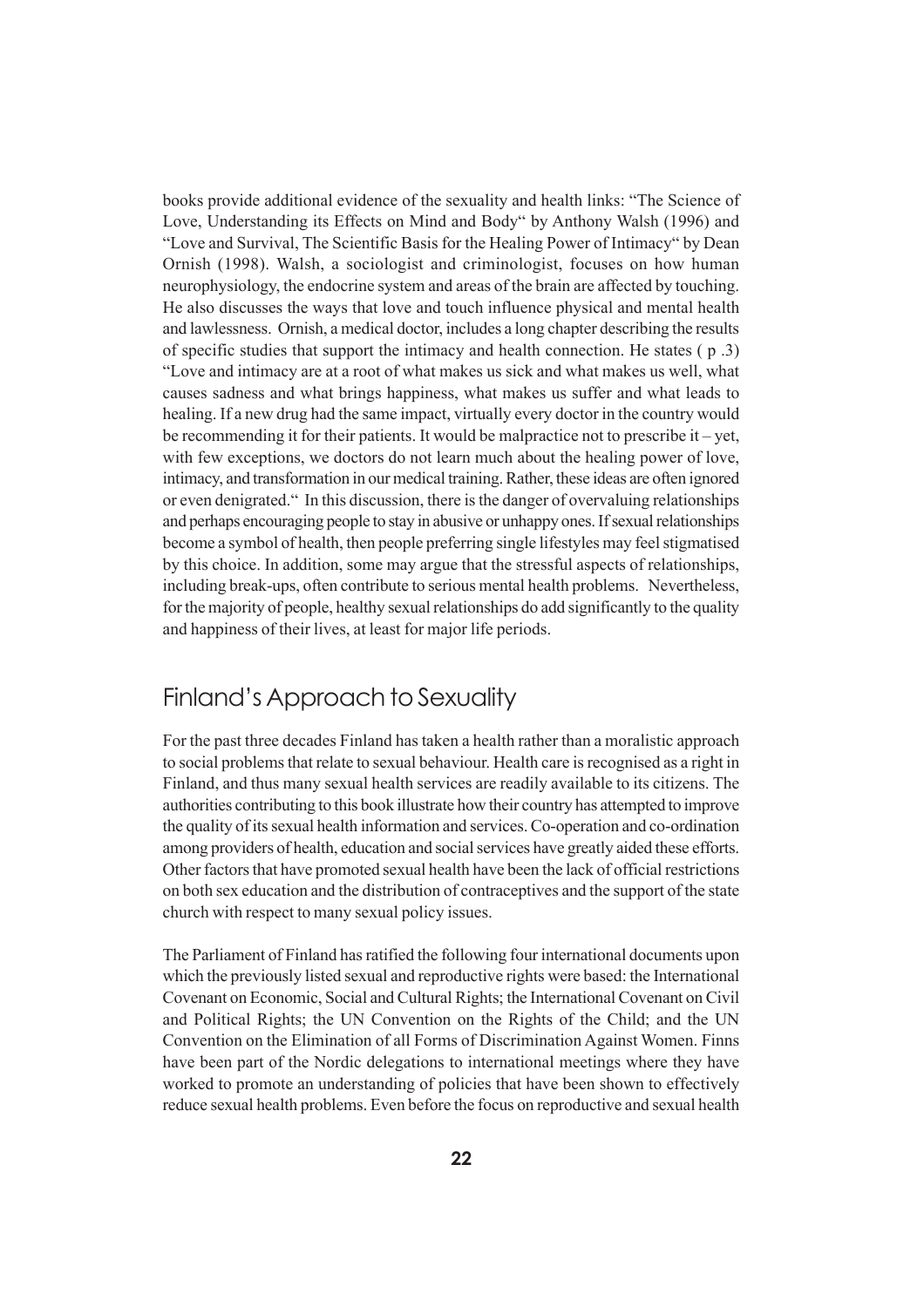books provide additional evidence of the sexuality and health links: "The Science of Love, Understanding its Effects on Mind and Body" by Anthony Walsh (1996) and "Love and Survival, The Scientific Basis for the Healing Power of Intimacy" by Dean Ornish (1998). Walsh, a sociologist and criminologist, focuses on how human neurophysiology, the endocrine system and areas of the brain are affected by touching. He also discusses the ways that love and touch influence physical and mental health and lawlessness. Ornish, a medical doctor, includes a long chapter describing the results of specific studies that support the intimacy and health connection. He states ( p .3) "Love and intimacy are at a root of what makes us sick and what makes us well, what causes sadness and what brings happiness, what makes us suffer and what leads to healing. If a new drug had the same impact, virtually every doctor in the country would be recommending it for their patients. It would be malpractice not to prescribe it – yet, with few exceptions, we doctors do not learn much about the healing power of love, intimacy, and transformation in our medical training. Rather, these ideas are often ignored or even denigrated." In this discussion, there is the danger of overvaluing relationships and perhaps encouraging people to stay in abusive or unhappy ones. If sexual relationships become a symbol of health, then people preferring single lifestyles may feel stigmatised by this choice. In addition, some may argue that the stressful aspects of relationships, including break-ups, often contribute to serious mental health problems. Nevertheless, for the majority of people, healthy sexual relationships do add significantly to the quality and happiness of their lives, at least for major life periods.

## Finland's Approach to Sexuality

For the past three decades Finland has taken a health rather than a moralistic approach to social problems that relate to sexual behaviour. Health care is recognised as a right in Finland, and thus many sexual health services are readily available to its citizens. The authorities contributing to this book illustrate how their country has attempted to improve the quality of its sexual health information and services. Co-operation and co-ordination among providers of health, education and social services have greatly aided these efforts. Other factors that have promoted sexual health have been the lack of official restrictions on both sex education and the distribution of contraceptives and the support of the state church with respect to many sexual policy issues.

The Parliament of Finland has ratified the following four international documents upon which the previously listed sexual and reproductive rights were based: the International Covenant on Economic, Social and Cultural Rights; the International Covenant on Civil and Political Rights; the UN Convention on the Rights of the Child; and the UN Convention on the Elimination of all Forms of Discrimination Against Women. Finns have been part of the Nordic delegations to international meetings where they have worked to promote an understanding of policies that have been shown to effectively reduce sexual health problems. Even before the focus on reproductive and sexual health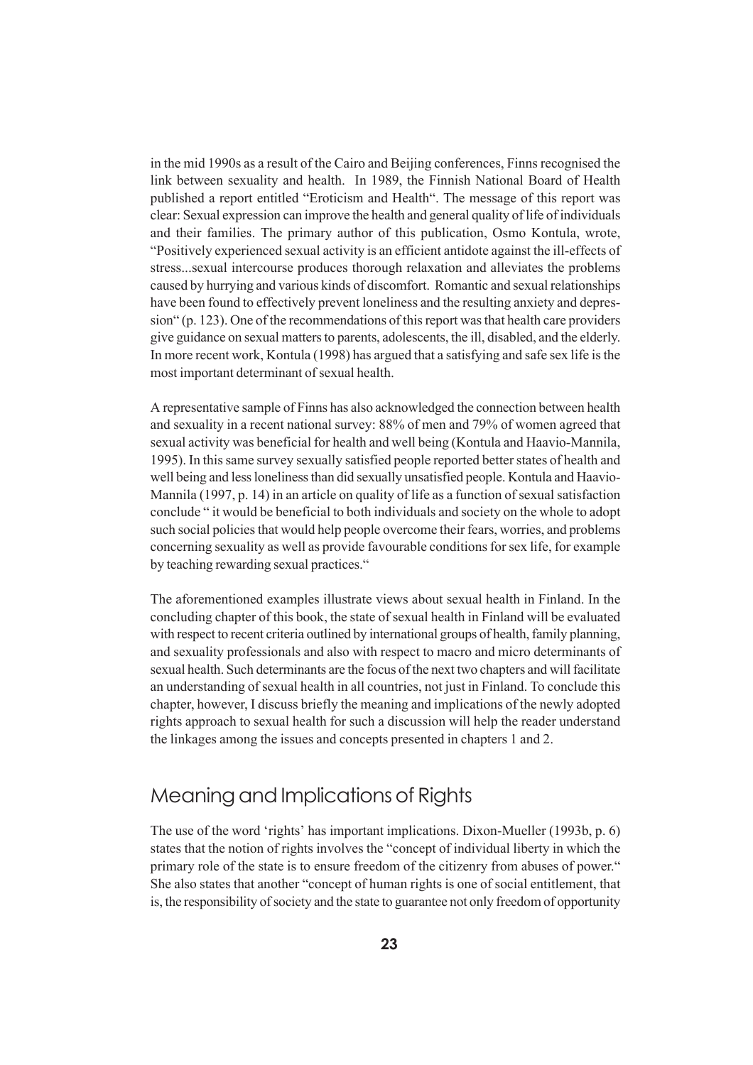in the mid 1990s as a result of the Cairo and Beijing conferences, Finns recognised the link between sexuality and health. In 1989, the Finnish National Board of Health published a report entitled "Eroticism and Health". The message of this report was clear: Sexual expression can improve the health and general quality of life of individuals and their families. The primary author of this publication, Osmo Kontula, wrote, "Positively experienced sexual activity is an efficient antidote against the ill-effects of stress...sexual intercourse produces thorough relaxation and alleviates the problems caused by hurrying and various kinds of discomfort. Romantic and sexual relationships have been found to effectively prevent loneliness and the resulting anxiety and depression" (p. 123). One of the recommendations of this report was that health care providers give guidance on sexual matters to parents, adolescents, the ill, disabled, and the elderly. In more recent work, Kontula (1998) has argued that a satisfying and safe sex life is the most important determinant of sexual health.

A representative sample of Finns has also acknowledged the connection between health and sexuality in a recent national survey: 88% of men and 79% of women agreed that sexual activity was beneficial for health and well being (Kontula and Haavio-Mannila, 1995). In this same survey sexually satisfied people reported better states of health and well being and less loneliness than did sexually unsatisfied people. Kontula and Haavio-Mannila (1997, p. 14) in an article on quality of life as a function of sexual satisfaction conclude " it would be beneficial to both individuals and society on the whole to adopt such social policies that would help people overcome their fears, worries, and problems concerning sexuality as well as provide favourable conditions for sex life, for example by teaching rewarding sexual practices."

The aforementioned examples illustrate views about sexual health in Finland. In the concluding chapter of this book, the state of sexual health in Finland will be evaluated with respect to recent criteria outlined by international groups of health, family planning, and sexuality professionals and also with respect to macro and micro determinants of sexual health. Such determinants are the focus of the next two chapters and will facilitate an understanding of sexual health in all countries, not just in Finland. To conclude this chapter, however, I discuss briefly the meaning and implications of the newly adopted rights approach to sexual health for such a discussion will help the reader understand the linkages among the issues and concepts presented in chapters 1 and 2.

## Meaning and Implications of Rights

The use of the word 'rights' has important implications. Dixon-Mueller (1993b, p. 6) states that the notion of rights involves the "concept of individual liberty in which the primary role of the state is to ensure freedom of the citizenry from abuses of power." She also states that another "concept of human rights is one of social entitlement, that is, the responsibility of society and the state to guarantee not only freedom of opportunity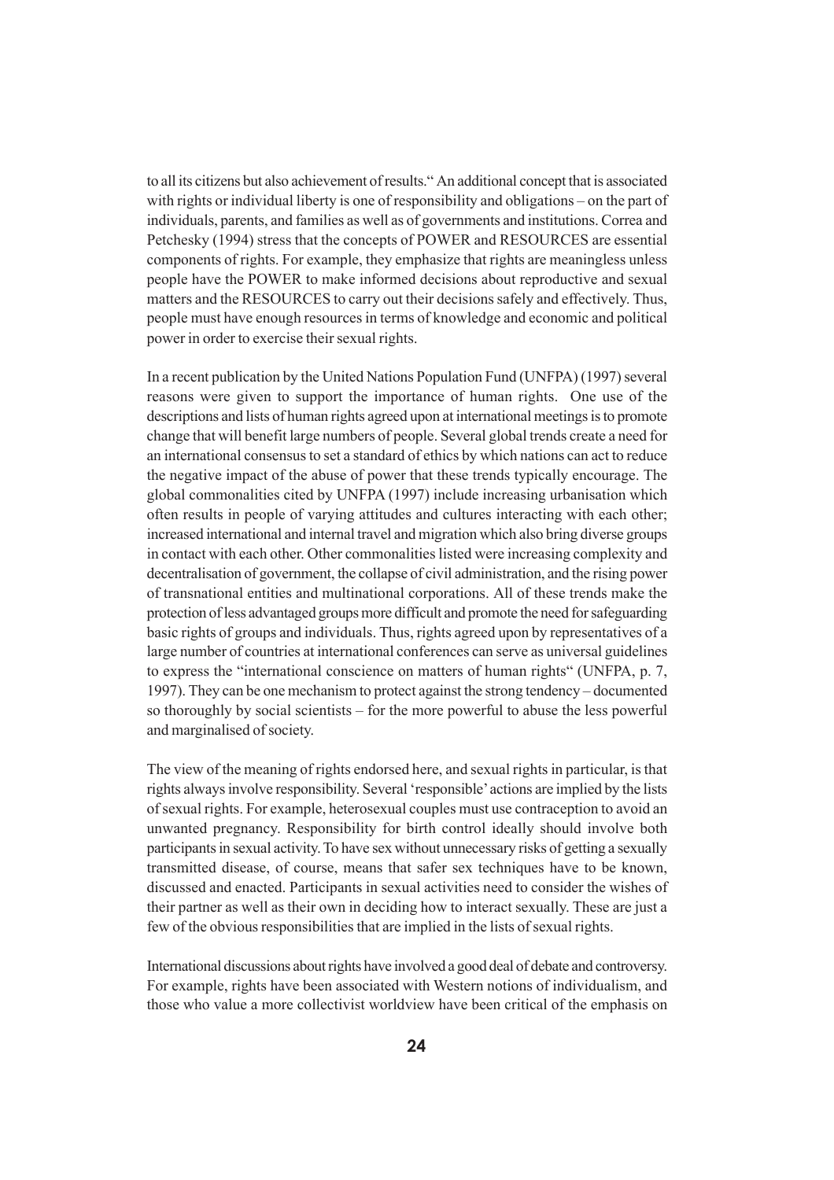to all its citizens but also achievement of results." An additional concept that is associated with rights or individual liberty is one of responsibility and obligations – on the part of individuals, parents, and families as well as of governments and institutions. Correa and Petchesky (1994) stress that the concepts of POWER and RESOURCES are essential components of rights. For example, they emphasize that rights are meaningless unless people have the POWER to make informed decisions about reproductive and sexual matters and the RESOURCES to carry out their decisions safely and effectively. Thus, people must have enough resources in terms of knowledge and economic and political power in order to exercise their sexual rights.

In a recent publication by the United Nations Population Fund (UNFPA) (1997) several reasons were given to support the importance of human rights. One use of the descriptions and lists of human rights agreed upon at international meetings is to promote change that will benefit large numbers of people. Several global trends create a need for an international consensus to set a standard of ethics by which nations can act to reduce the negative impact of the abuse of power that these trends typically encourage. The global commonalities cited by UNFPA (1997) include increasing urbanisation which often results in people of varying attitudes and cultures interacting with each other; increased international and internal travel and migration which also bring diverse groups in contact with each other. Other commonalities listed were increasing complexity and decentralisation of government, the collapse of civil administration, and the rising power of transnational entities and multinational corporations. All of these trends make the protection of less advantaged groups more difficult and promote the need for safeguarding basic rights of groups and individuals. Thus, rights agreed upon by representatives of a large number of countries at international conferences can serve as universal guidelines to express the "international conscience on matters of human rights" (UNFPA, p. 7, 1997). They can be one mechanism to protect against the strong tendency – documented so thoroughly by social scientists – for the more powerful to abuse the less powerful and marginalised of society.

The view of the meaning of rights endorsed here, and sexual rights in particular, is that rights always involve responsibility. Several 'responsible' actions are implied by the lists of sexual rights. For example, heterosexual couples must use contraception to avoid an unwanted pregnancy. Responsibility for birth control ideally should involve both participants in sexual activity. To have sex without unnecessary risks of getting a sexually transmitted disease, of course, means that safer sex techniques have to be known, discussed and enacted. Participants in sexual activities need to consider the wishes of their partner as well as their own in deciding how to interact sexually. These are just a few of the obvious responsibilities that are implied in the lists of sexual rights.

International discussions about rights have involved a good deal of debate and controversy. For example, rights have been associated with Western notions of individualism, and those who value a more collectivist worldview have been critical of the emphasis on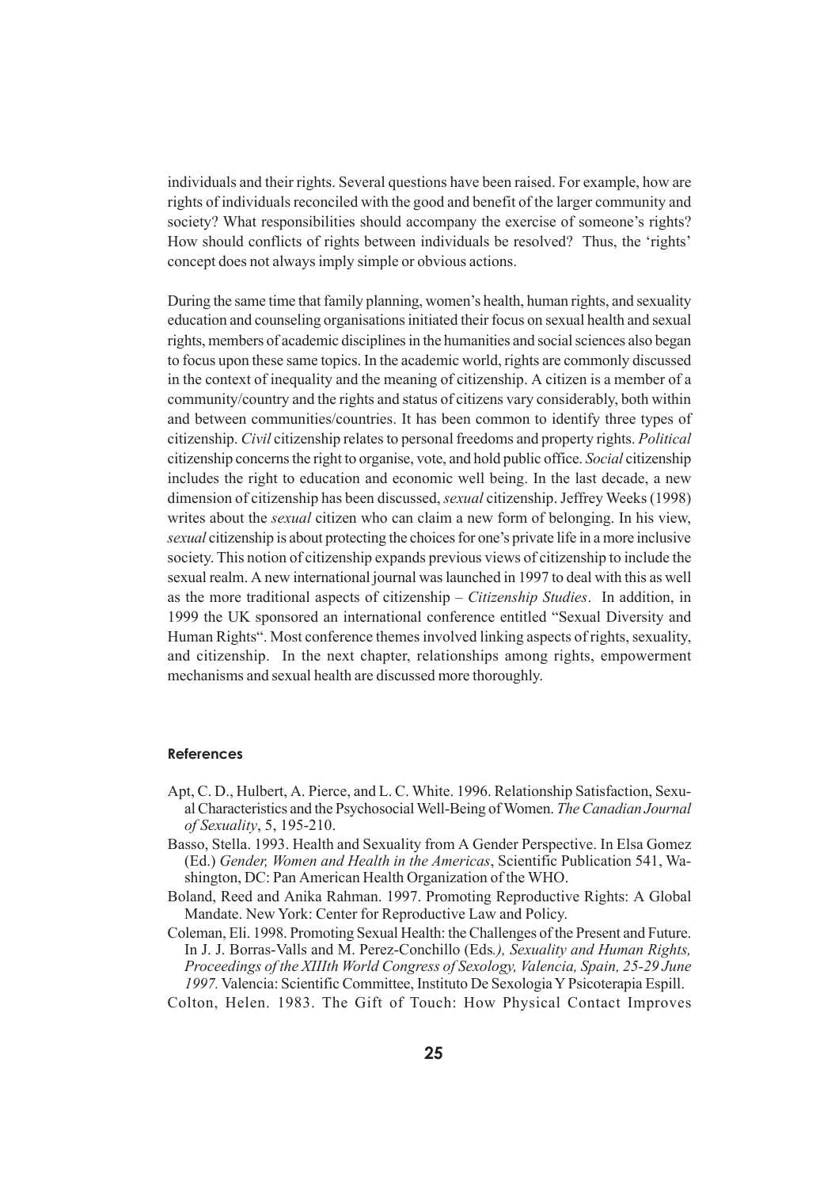individuals and their rights. Several questions have been raised. For example, how are rights of individuals reconciled with the good and benefit of the larger community and society? What responsibilities should accompany the exercise of someone's rights? How should conflicts of rights between individuals be resolved? Thus, the 'rights' concept does not always imply simple or obvious actions.

During the same time that family planning, women's health, human rights, and sexuality education and counseling organisations initiated their focus on sexual health and sexual rights, members of academic disciplines in the humanities and social sciences also began to focus upon these same topics. In the academic world, rights are commonly discussed in the context of inequality and the meaning of citizenship. A citizen is a member of a community/country and the rights and status of citizens vary considerably, both within and between communities/countries. It has been common to identify three types of citizenship. *Civil* citizenship relates to personal freedoms and property rights. *Political* citizenship concerns the right to organise, vote, and hold public office. *Social* citizenship includes the right to education and economic well being. In the last decade, a new dimension of citizenship has been discussed, *sexual* citizenship. Jeffrey Weeks (1998) writes about the *sexual* citizen who can claim a new form of belonging. In his view, *sexual* citizenship is about protecting the choices for one's private life in a more inclusive society. This notion of citizenship expands previous views of citizenship to include the sexual realm. A new international journal was launched in 1997 to deal with this as well as the more traditional aspects of citizenship – *Citizenship Studies*. In addition, in 1999 the UK sponsored an international conference entitled "Sexual Diversity and Human Rights". Most conference themes involved linking aspects of rights, sexuality, and citizenship. In the next chapter, relationships among rights, empowerment mechanisms and sexual health are discussed more thoroughly.

#### References

Apt, C. D., Hulbert, A. Pierce, and L. C. White. 1996. Relationship Satisfaction, Sexual Characteristics and the Psychosocial Well-Being of Women. *The Canadian Journal of Sexuality*, 5, 195-210.

Basso, Stella. 1993. Health and Sexuality from A Gender Perspective. In Elsa Gomez (Ed.) *Gender, Women and Health in the Americas*, Scientific Publication 541, Washington, DC: Pan American Health Organization of the WHO.

Boland, Reed and Anika Rahman. 1997. Promoting Reproductive Rights: A Global Mandate. New York: Center for Reproductive Law and Policy.

Coleman, Eli. 1998. Promoting Sexual Health: the Challenges of the Present and Future. In J. J. Borras-Valls and M. Perez-Conchillo (Eds*.), Sexuality and Human Rights, Proceedings of the XIIIth World Congress of Sexology, Valencia, Spain, 25-29 June 1997.* Valencia: Scientific Committee, Instituto De Sexologia Y Psicoterapia Espill.

Colton, Helen. 1983. The Gift of Touch: How Physical Contact Improves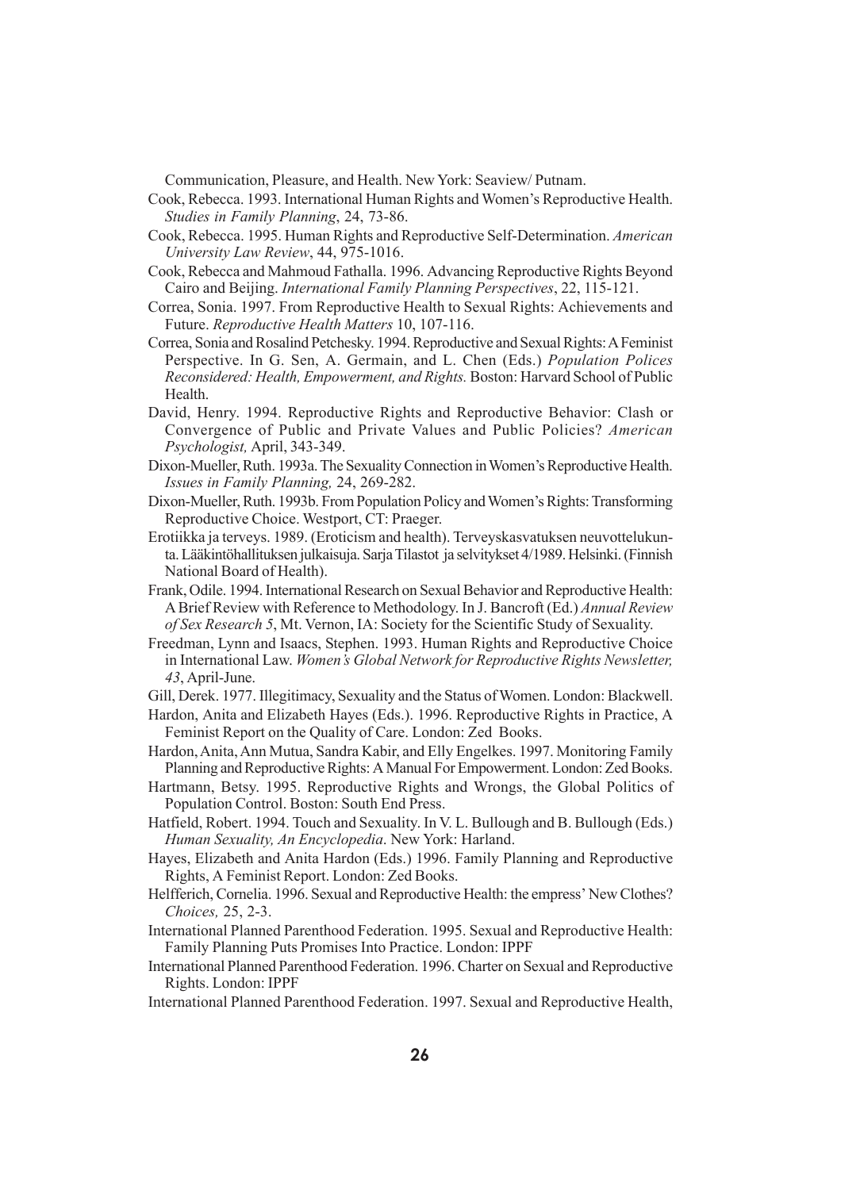Communication, Pleasure, and Health. New York: Seaview/ Putnam.

Cook, Rebecca. 1993. International Human Rights and Women's Reproductive Health. *Studies in Family Planning*, 24, 73-86.

Cook, Rebecca. 1995. Human Rights and Reproductive Self-Determination. *American University Law Review*, 44, 975-1016.

Cook, Rebecca and Mahmoud Fathalla. 1996. Advancing Reproductive Rights Beyond Cairo and Beijing. *International Family Planning Perspectives*, 22, 115-121.

Correa, Sonia. 1997. From Reproductive Health to Sexual Rights: Achievements and Future. *Reproductive Health Matters* 10, 107-116.

Correa, Sonia and Rosalind Petchesky. 1994. Reproductive and Sexual Rights: A Feminist Perspective. In G. Sen, A. Germain, and L. Chen (Eds.) *Population Polices Reconsidered: Health, Empowerment, and Rights.* Boston: Harvard School of Public Health.

David, Henry. 1994. Reproductive Rights and Reproductive Behavior: Clash or Convergence of Public and Private Values and Public Policies? *American Psychologist,* April, 343-349.

Dixon-Mueller, Ruth. 1993a. The Sexuality Connection in Women's Reproductive Health. *Issues in Family Planning,* 24, 269-282.

Dixon-Mueller, Ruth. 1993b. From Population Policy and Women's Rights: Transforming Reproductive Choice. Westport, CT: Praeger.

Erotiikka ja terveys. 1989. (Eroticism and health). Terveyskasvatuksen neuvottelukunta. Lääkintöhallituksen julkaisuja. Sarja Tilastot ja selvitykset 4/1989. Helsinki. (Finnish National Board of Health).

Frank, Odile. 1994. International Research on Sexual Behavior and Reproductive Health: A Brief Review with Reference to Methodology. In J. Bancroft (Ed.) *Annual Review of Sex Research 5*, Mt. Vernon, IA: Society for the Scientific Study of Sexuality.

Freedman, Lynn and Isaacs, Stephen. 1993. Human Rights and Reproductive Choice in International Law. *Women's Global Network for Reproductive Rights Newsletter, 43*, April-June.

Gill, Derek. 1977. Illegitimacy, Sexuality and the Status of Women. London: Blackwell.

Hardon, Anita and Elizabeth Hayes (Eds.). 1996. Reproductive Rights in Practice, A Feminist Report on the Quality of Care. London: Zed Books.

Hardon, Anita, Ann Mutua, Sandra Kabir, and Elly Engelkes. 1997. Monitoring Family Planning and Reproductive Rights: A Manual For Empowerment. London: Zed Books.

Hartmann, Betsy. 1995. Reproductive Rights and Wrongs, the Global Politics of Population Control. Boston: South End Press.

Hatfield, Robert. 1994. Touch and Sexuality. In V. L. Bullough and B. Bullough (Eds.) *Human Sexuality, An Encyclopedia*. New York: Harland.

Hayes, Elizabeth and Anita Hardon (Eds.) 1996. Family Planning and Reproductive Rights, A Feminist Report. London: Zed Books.

Helfferich, Cornelia. 1996. Sexual and Reproductive Health: the empress' New Clothes? *Choices,* 25, 2-3.

International Planned Parenthood Federation. 1995. Sexual and Reproductive Health: Family Planning Puts Promises Into Practice. London: IPPF

International Planned Parenthood Federation. 1996. Charter on Sexual and Reproductive Rights. London: IPPF

International Planned Parenthood Federation. 1997. Sexual and Reproductive Health,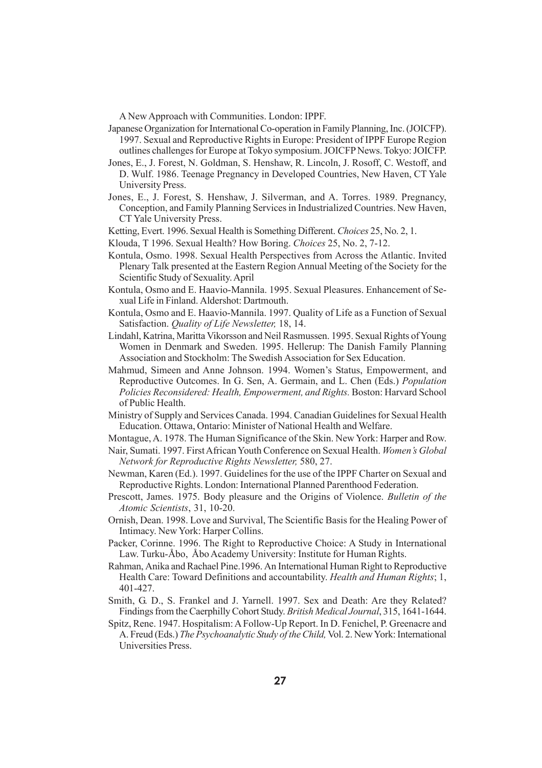A New Approach with Communities. London: IPPF.

Japanese Organization for International Co-operation in Family Planning, Inc. (JOICFP). 1997. Sexual and Reproductive Rights in Europe: President of IPPF Europe Region outlines challenges for Europe at Tokyo symposium. JOICFP News. Tokyo: JOICFP.

Jones, E., J. Forest, N. Goldman, S. Henshaw, R. Lincoln, J. Rosoff, C. Westoff, and D. Wulf. 1986. Teenage Pregnancy in Developed Countries, New Haven, CT Yale University Press.

Jones, E., J. Forest, S. Henshaw, J. Silverman, and A. Torres. 1989. Pregnancy, Conception, and Family Planning Services in Industrialized Countries. New Haven, CT Yale University Press.

Ketting, Evert. 1996. Sexual Health is Something Different. *Choices* 25, No. 2, 1.

Klouda, T 1996. Sexual Health? How Boring. *Choices* 25, No. 2, 7-12.

Kontula, Osmo. 1998. Sexual Health Perspectives from Across the Atlantic. Invited Plenary Talk presented at the Eastern Region Annual Meeting of the Society for the Scientific Study of Sexuality. April

Kontula, Osmo and E. Haavio-Mannila. 1995. Sexual Pleasures. Enhancement of Sexual Life in Finland. Aldershot: Dartmouth.

Kontula, Osmo and E. Haavio-Mannila. 1997. Quality of Life as a Function of Sexual Satisfaction. *Quality of Life Newsletter,* 18, 14.

Lindahl, Katrina, Maritta Vikorsson and Neil Rasmussen. 1995. Sexual Rights of Young Women in Denmark and Sweden. 1995. Hellerup: The Danish Family Planning Association and Stockholm: The Swedish Association for Sex Education.

Mahmud, Simeen and Anne Johnson. 1994. Women's Status, Empowerment, and Reproductive Outcomes. In G. Sen, A. Germain, and L. Chen (Eds.) *Population Policies Reconsidered: Health, Empowerment, and Rights.* Boston: Harvard School of Public Health.

Ministry of Supply and Services Canada. 1994. Canadian Guidelines for Sexual Health Education. Ottawa, Ontario: Minister of National Health and Welfare.

Montague, A. 1978. The Human Significance of the Skin. New York: Harper and Row.

Nair, Sumati. 1997. First African Youth Conference on Sexual Health. *Women's Global Network for Reproductive Rights Newsletter,* 580, 27.

Newman, Karen (Ed.). 1997. Guidelines for the use of the IPPF Charter on Sexual and Reproductive Rights. London: International Planned Parenthood Federation.

Prescott, James. 1975. Body pleasure and the Origins of Violence. *Bulletin of the Atomic Scientists*, 31, 10-20.

Ornish, Dean. 1998. Love and Survival, The Scientific Basis for the Healing Power of Intimacy. New York: Harper Collins.

Packer, Corinne. 1996. The Right to Reproductive Choice: A Study in International Law. Turku-Åbo, Åbo Academy University: Institute for Human Rights.

Rahman, Anika and Rachael Pine.1996. An International Human Right to Reproductive Health Care: Toward Definitions and accountability. *Health and Human Rights*; 1, 401-427.

Smith, G. D., S. Frankel and J. Yarnell. 1997. Sex and Death: Are they Related? Findings from the Caerphilly Cohort Study. *British Medical Journal*, 315, 1641-1644.

Spitz, Rene. 1947. Hospitalism: A Follow-Up Report. In D. Fenichel, P. Greenacre and A. Freud (Eds.) *The Psychoanalytic Study of the Child,* Vol. 2. New York: International Universities Press.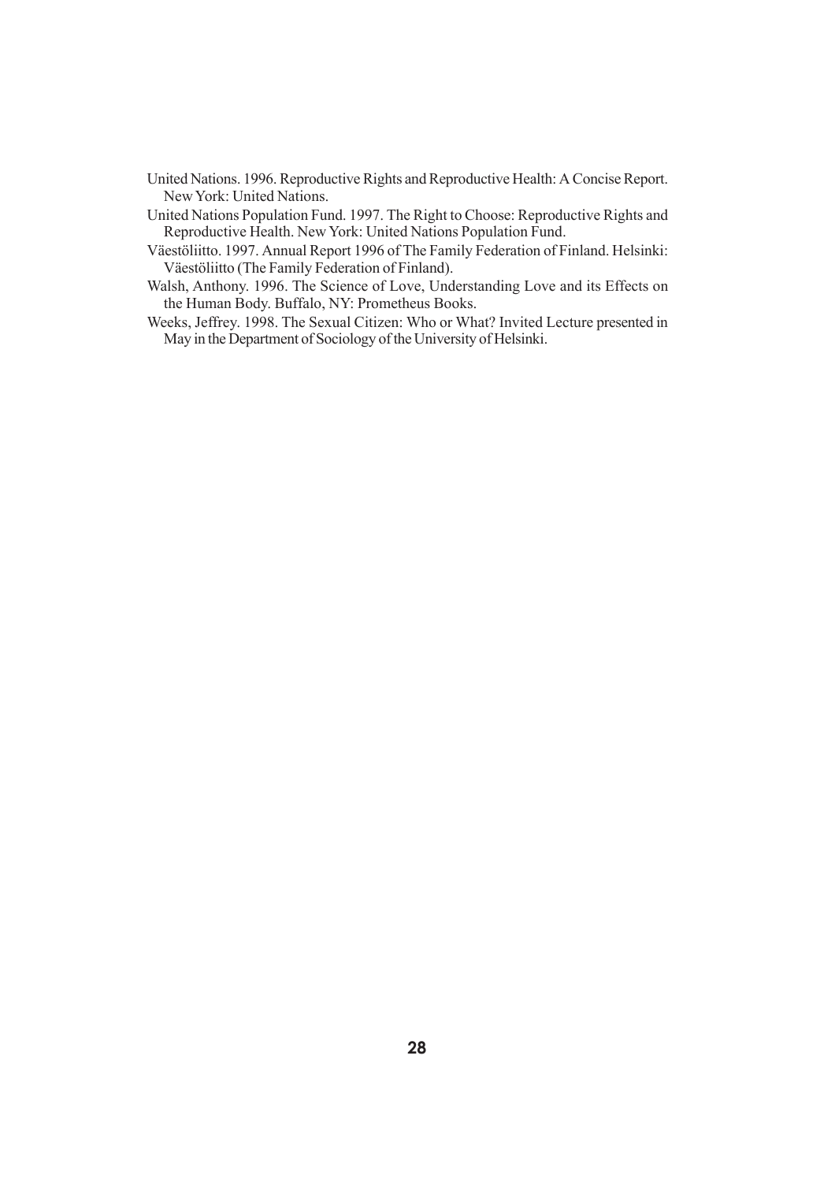United Nations. 1996. Reproductive Rights and Reproductive Health: A Concise Report. New York: United Nations.

United Nations Population Fund. 1997. The Right to Choose: Reproductive Rights and Reproductive Health. New York: United Nations Population Fund.

Väestöliitto. 1997. Annual Report 1996 of The Family Federation of Finland. Helsinki: Väestöliitto (The Family Federation of Finland).

Walsh, Anthony. 1996. The Science of Love, Understanding Love and its Effects on the Human Body. Buffalo, NY: Prometheus Books.

Weeks, Jeffrey. 1998. The Sexual Citizen: Who or What? Invited Lecture presented in May in the Department of Sociology of the University of Helsinki.